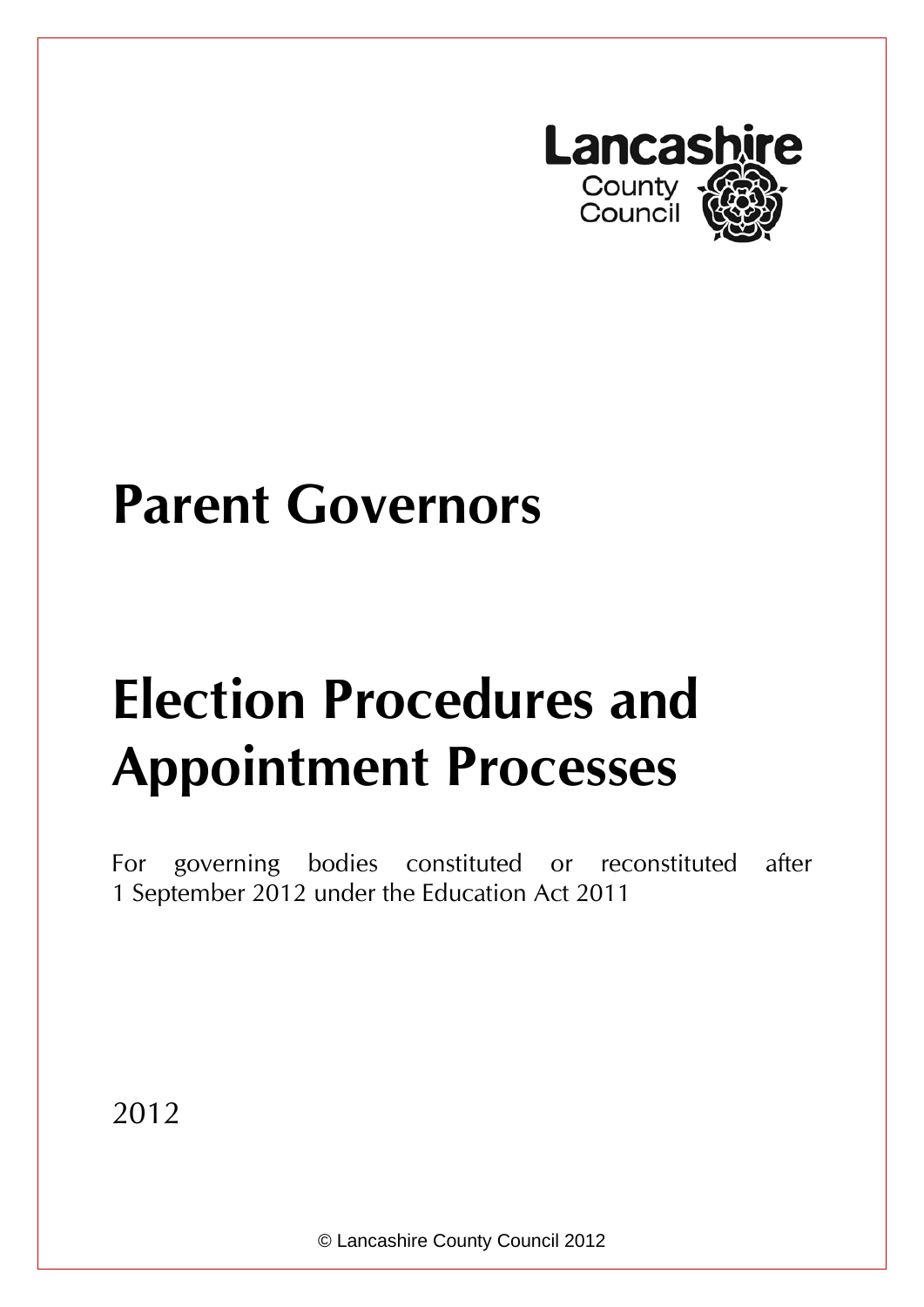Lancashire County Council

# Parent Governors

# Election Procedures and Appointment Processes

For governing bodies constituted or reconstituted after 1 September 2012 under the Education Act 2011

2012

© Lancashire County Council 2012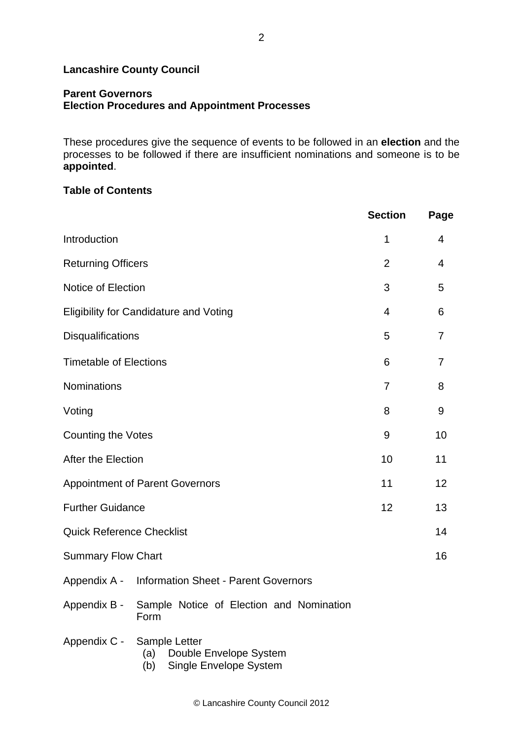**Lancashire County Council**

**Parent Governors**
**Election Procedures and Appointment Processes**

These procedures give the sequence of events to be followed in an **election** and the processes to be followed if there are insufficient nominations and someone is to be **appointed**.

**Table of Contents**

| | **Section** | **Page** |
|---|---|---|
| Introduction | 1 | 4 |
| Returning Officers | 2 | 4 |
| Notice of Election | 3 | 5 |
| Eligibility for Candidature and Voting | 4 | 6 |
| Disqualifications | 5 | 7 |
| Timetable of Elections | 6 | 7 |
| Nominations | 7 | 8 |
| Voting | 8 | 9 |
| Counting the Votes | 9 | 10 |
| After the Election | 10 | 11 |
| Appointment of Parent Governors | 11 | 12 |
| Further Guidance | 12 | 13 |
| Quick Reference Checklist | | 14 |
| Summary Flow Chart | | 16 |
| Appendix A - Information Sheet - Parent Governors | | |
| Appendix B - Sample Notice of Election and Nomination Form | | |
| Appendix C - Sample Letter<br>(a) Double Envelope System<br>(b) Single Envelope System | | |

© Lancashire County Council 2012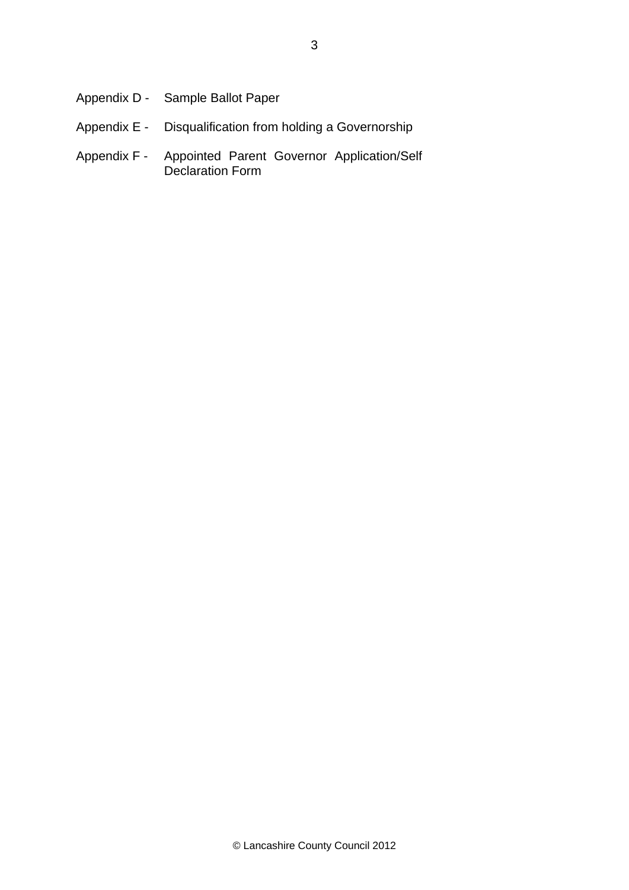Appendix D - Sample Ballot Paper

Appendix E - Disqualification from holding a Governorship

Appendix F - Appointed Parent Governor Application/Self Declaration Form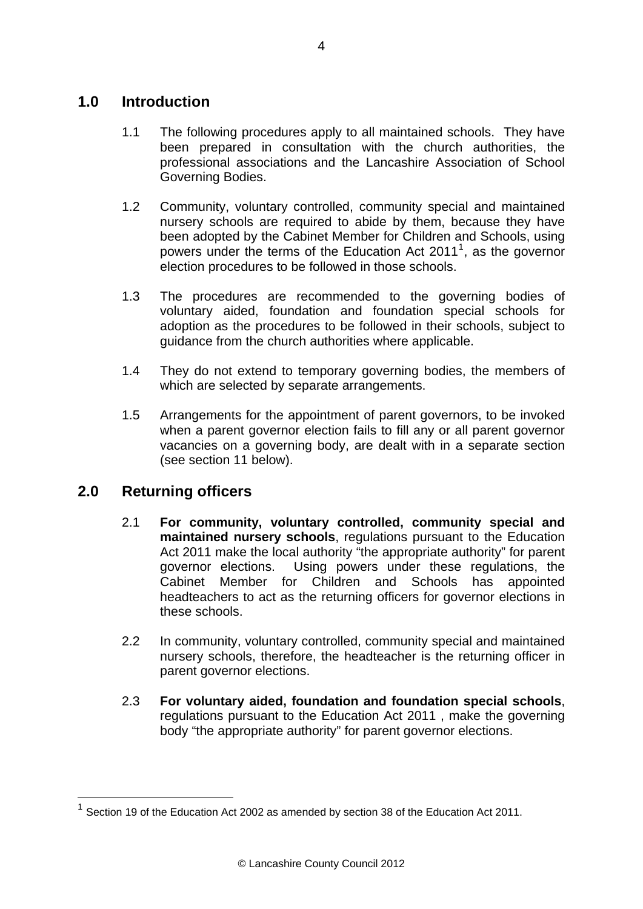## 1.0 Introduction

1.1 The following procedures apply to all maintained schools. They have been prepared in consultation with the church authorities, the professional associations and the Lancashire Association of School Governing Bodies.

1.2 Community, voluntary controlled, community special and maintained nursery schools are required to abide by them, because they have been adopted by the Cabinet Member for Children and Schools, using powers under the terms of the Education Act 2011[1], as the governor election procedures to be followed in those schools.

1.3 The procedures are recommended to the governing bodies of voluntary aided, foundation and foundation special schools for adoption as the procedures to be followed in their schools, subject to guidance from the church authorities where applicable.

1.4 They do not extend to temporary governing bodies, the members of which are selected by separate arrangements.

1.5 Arrangements for the appointment of parent governors, to be invoked when a parent governor election fails to fill any or all parent governor vacancies on a governing body, are dealt with in a separate section (see section 11 below).

## 2.0 Returning officers

2.1 **For community, voluntary controlled, community special and maintained nursery schools**, regulations pursuant to the Education Act 2011 make the local authority "the appropriate authority" for parent governor elections. Using powers under these regulations, the Cabinet Member for Children and Schools has appointed headteachers to act as the returning officers for governor elections in these schools.

2.2 In community, voluntary controlled, community special and maintained nursery schools, therefore, the headteacher is the returning officer in parent governor elections.

2.3 **For voluntary aided, foundation and foundation special schools**, regulations pursuant to the Education Act 2011 , make the governing body "the appropriate authority" for parent governor elections.

---

[1] Section 19 of the Education Act 2002 as amended by section 38 of the Education Act 2011.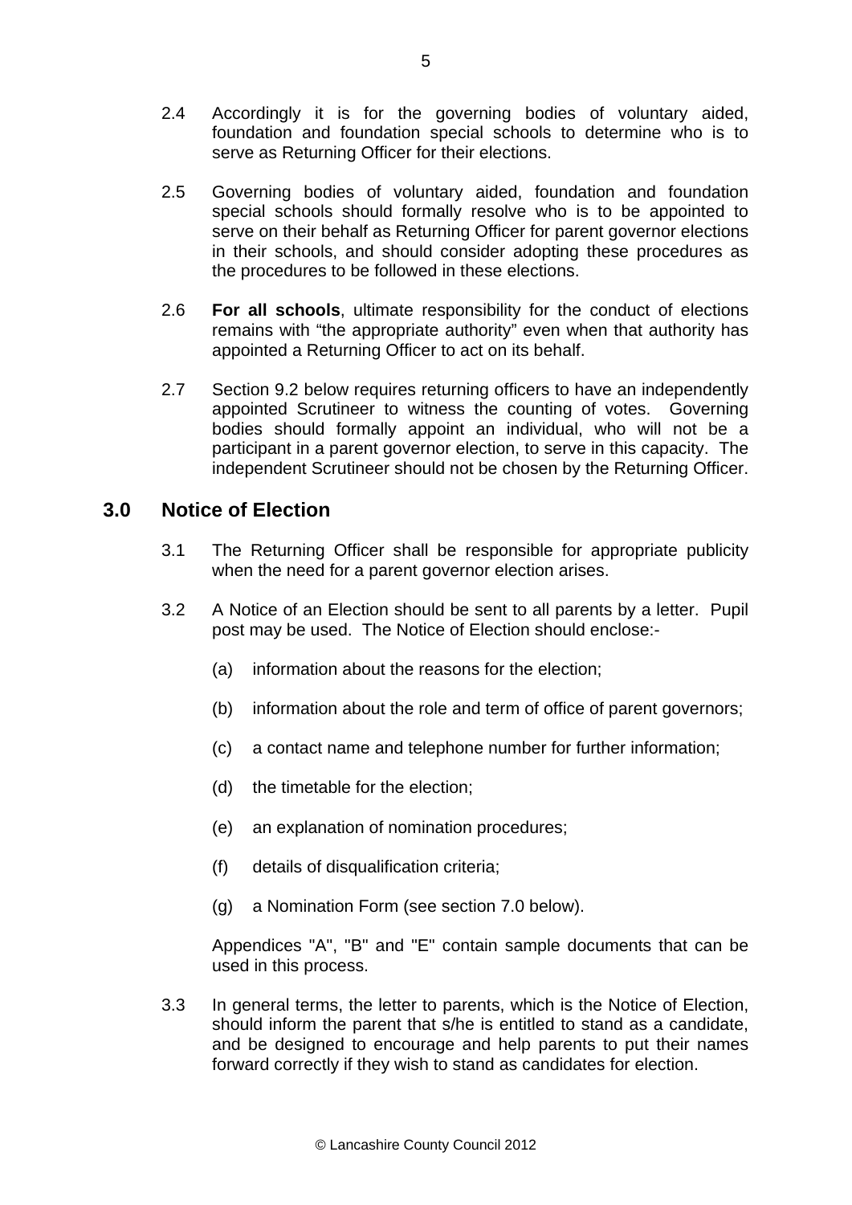2.4 Accordingly it is for the governing bodies of voluntary aided, foundation and foundation special schools to determine who is to serve as Returning Officer for their elections.

2.5 Governing bodies of voluntary aided, foundation and foundation special schools should formally resolve who is to be appointed to serve on their behalf as Returning Officer for parent governor elections in their schools, and should consider adopting these procedures as the procedures to be followed in these elections.

2.6 **For all schools**, ultimate responsibility for the conduct of elections remains with "the appropriate authority" even when that authority has appointed a Returning Officer to act on its behalf.

2.7 Section 9.2 below requires returning officers to have an independently appointed Scrutineer to witness the counting of votes. Governing bodies should formally appoint an individual, who will not be a participant in a parent governor election, to serve in this capacity. The independent Scrutineer should not be chosen by the Returning Officer.

## 3.0 Notice of Election

3.1 The Returning Officer shall be responsible for appropriate publicity when the need for a parent governor election arises.

3.2 A Notice of an Election should be sent to all parents by a letter. Pupil post may be used. The Notice of Election should enclose:-

(a) information about the reasons for the election;

(b) information about the role and term of office of parent governors;

(c) a contact name and telephone number for further information;

(d) the timetable for the election;

(e) an explanation of nomination procedures;

(f) details of disqualification criteria;

(g) a Nomination Form (see section 7.0 below).

Appendices "A", "B" and "E" contain sample documents that can be used in this process.

3.3 In general terms, the letter to parents, which is the Notice of Election, should inform the parent that s/he is entitled to stand as a candidate, and be designed to encourage and help parents to put their names forward correctly if they wish to stand as candidates for election.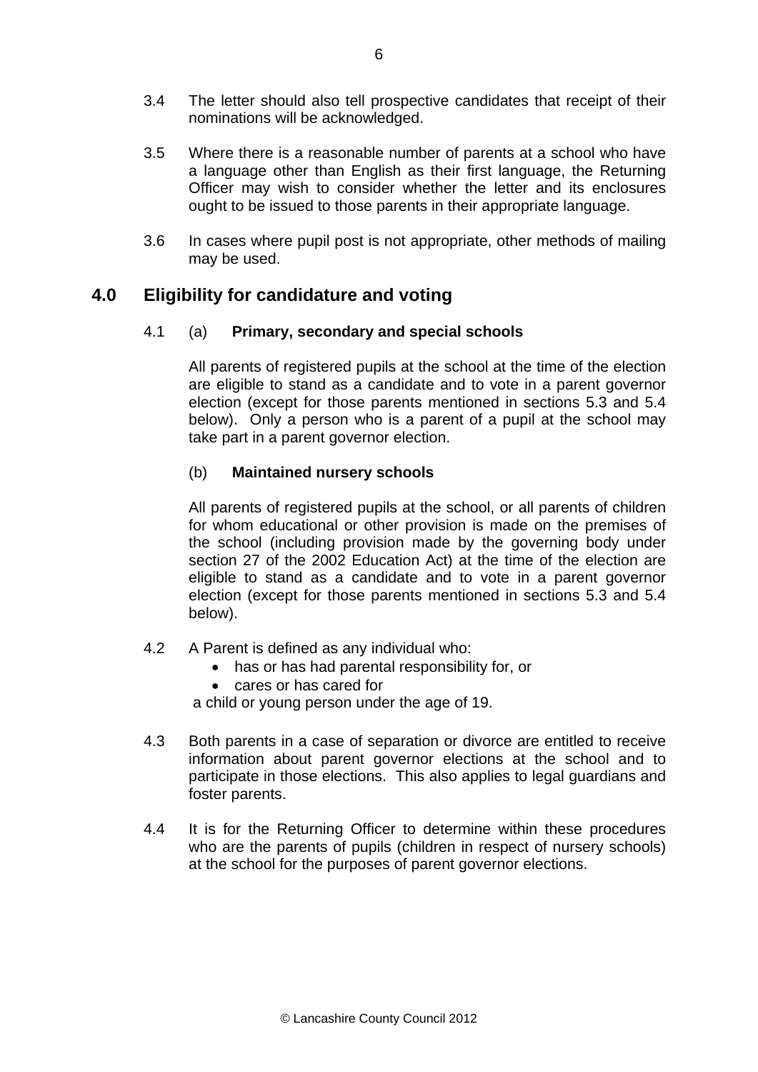3.4 The letter should also tell prospective candidates that receipt of their nominations will be acknowledged.

3.5 Where there is a reasonable number of parents at a school who have a language other than English as their first language, the Returning Officer may wish to consider whether the letter and its enclosures ought to be issued to those parents in their appropriate language.

3.6 In cases where pupil post is not appropriate, other methods of mailing may be used.

## 4.0 Eligibility for candidature and voting

4.1 (a) **Primary, secondary and special schools**

All parents of registered pupils at the school at the time of the election are eligible to stand as a candidate and to vote in a parent governor election (except for those parents mentioned in sections 5.3 and 5.4 below). Only a person who is a parent of a pupil at the school may take part in a parent governor election.

(b) **Maintained nursery schools**

All parents of registered pupils at the school, or all parents of children for whom educational or other provision is made on the premises of the school (including provision made by the governing body under section 27 of the 2002 Education Act) at the time of the election are eligible to stand as a candidate and to vote in a parent governor election (except for those parents mentioned in sections 5.3 and 5.4 below).

4.2 A Parent is defined as any individual who:

- has or has had parental responsibility for, or
- cares or has cared for

a child or young person under the age of 19.

4.3 Both parents in a case of separation or divorce are entitled to receive information about parent governor elections at the school and to participate in those elections. This also applies to legal guardians and foster parents.

4.4 It is for the Returning Officer to determine within these procedures who are the parents of pupils (children in respect of nursery schools) at the school for the purposes of parent governor elections.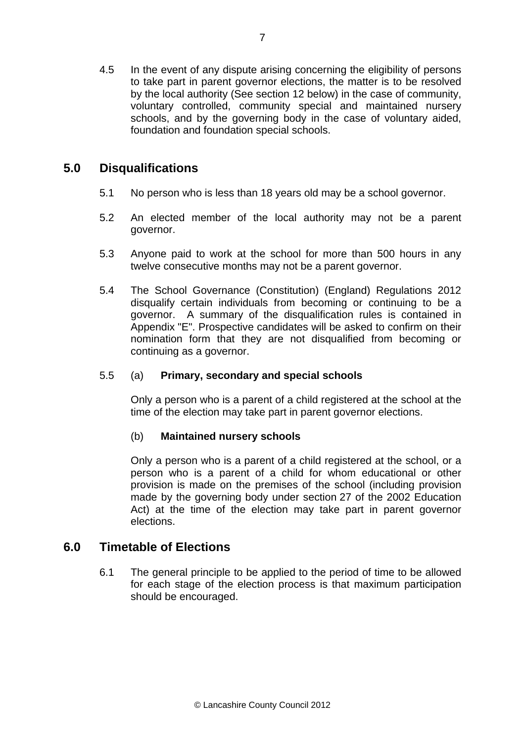4.5 In the event of any dispute arising concerning the eligibility of persons to take part in parent governor elections, the matter is to be resolved by the local authority (See section 12 below) in the case of community, voluntary controlled, community special and maintained nursery schools, and by the governing body in the case of voluntary aided, foundation and foundation special schools.

## 5.0 Disqualifications

5.1 No person who is less than 18 years old may be a school governor.

5.2 An elected member of the local authority may not be a parent governor.

5.3 Anyone paid to work at the school for more than 500 hours in any twelve consecutive months may not be a parent governor.

5.4 The School Governance (Constitution) (England) Regulations 2012 disqualify certain individuals from becoming or continuing to be a governor. A summary of the disqualification rules is contained in Appendix "E". Prospective candidates will be asked to confirm on their nomination form that they are not disqualified from becoming or continuing as a governor.

5.5 (a) **Primary, secondary and special schools**

Only a person who is a parent of a child registered at the school at the time of the election may take part in parent governor elections.

(b) **Maintained nursery schools**

Only a person who is a parent of a child registered at the school, or a person who is a parent of a child for whom educational or other provision is made on the premises of the school (including provision made by the governing body under section 27 of the 2002 Education Act) at the time of the election may take part in parent governor elections.

## 6.0 Timetable of Elections

6.1 The general principle to be applied to the period of time to be allowed for each stage of the election process is that maximum participation should be encouraged.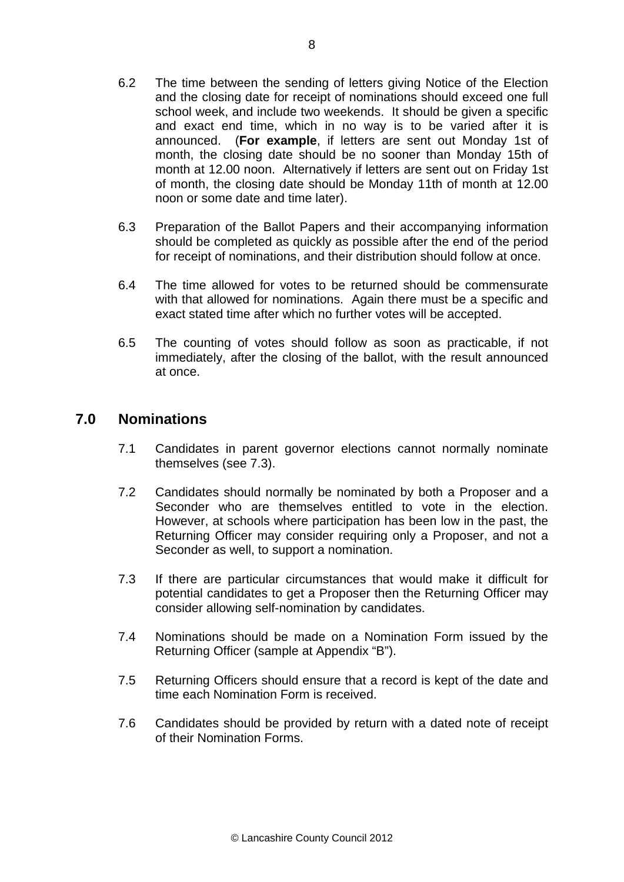6.2 The time between the sending of letters giving Notice of the Election and the closing date for receipt of nominations should exceed one full school week, and include two weekends. It should be given a specific and exact end time, which in no way is to be varied after it is announced. (**For example**, if letters are sent out Monday 1st of month, the closing date should be no sooner than Monday 15th of month at 12.00 noon. Alternatively if letters are sent out on Friday 1st of month, the closing date should be Monday 11th of month at 12.00 noon or some date and time later).

6.3 Preparation of the Ballot Papers and their accompanying information should be completed as quickly as possible after the end of the period for receipt of nominations, and their distribution should follow at once.

6.4 The time allowed for votes to be returned should be commensurate with that allowed for nominations. Again there must be a specific and exact stated time after which no further votes will be accepted.

6.5 The counting of votes should follow as soon as practicable, if not immediately, after the closing of the ballot, with the result announced at once.

## 7.0 Nominations

7.1 Candidates in parent governor elections cannot normally nominate themselves (see 7.3).

7.2 Candidates should normally be nominated by both a Proposer and a Seconder who are themselves entitled to vote in the election. However, at schools where participation has been low in the past, the Returning Officer may consider requiring only a Proposer, and not a Seconder as well, to support a nomination.

7.3 If there are particular circumstances that would make it difficult for potential candidates to get a Proposer then the Returning Officer may consider allowing self-nomination by candidates.

7.4 Nominations should be made on a Nomination Form issued by the Returning Officer (sample at Appendix "B").

7.5 Returning Officers should ensure that a record is kept of the date and time each Nomination Form is received.

7.6 Candidates should be provided by return with a dated note of receipt of their Nomination Forms.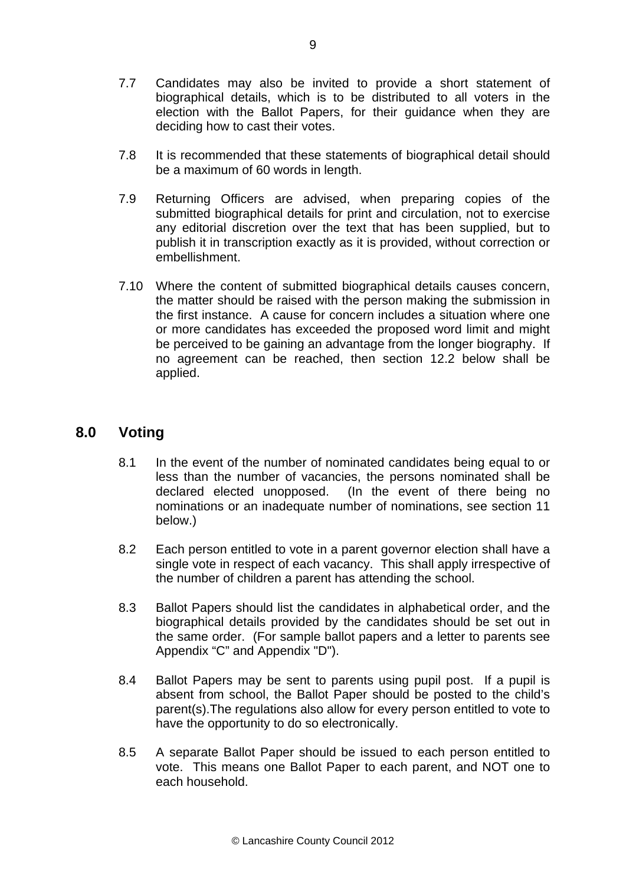7.7 Candidates may also be invited to provide a short statement of biographical details, which is to be distributed to all voters in the election with the Ballot Papers, for their guidance when they are deciding how to cast their votes.

7.8 It is recommended that these statements of biographical detail should be a maximum of 60 words in length.

7.9 Returning Officers are advised, when preparing copies of the submitted biographical details for print and circulation, not to exercise any editorial discretion over the text that has been supplied, but to publish it in transcription exactly as it is provided, without correction or embellishment.

7.10 Where the content of submitted biographical details causes concern, the matter should be raised with the person making the submission in the first instance. A cause for concern includes a situation where one or more candidates has exceeded the proposed word limit and might be perceived to be gaining an advantage from the longer biography. If no agreement can be reached, then section 12.2 below shall be applied.

## 8.0 Voting

8.1 In the event of the number of nominated candidates being equal to or less than the number of vacancies, the persons nominated shall be declared elected unopposed. (In the event of there being no nominations or an inadequate number of nominations, see section 11 below.)

8.2 Each person entitled to vote in a parent governor election shall have a single vote in respect of each vacancy. This shall apply irrespective of the number of children a parent has attending the school.

8.3 Ballot Papers should list the candidates in alphabetical order, and the biographical details provided by the candidates should be set out in the same order. (For sample ballot papers and a letter to parents see Appendix "C" and Appendix "D").

8.4 Ballot Papers may be sent to parents using pupil post. If a pupil is absent from school, the Ballot Paper should be posted to the child's parent(s).The regulations also allow for every person entitled to vote to have the opportunity to do so electronically.

8.5 A separate Ballot Paper should be issued to each person entitled to vote. This means one Ballot Paper to each parent, and NOT one to each household.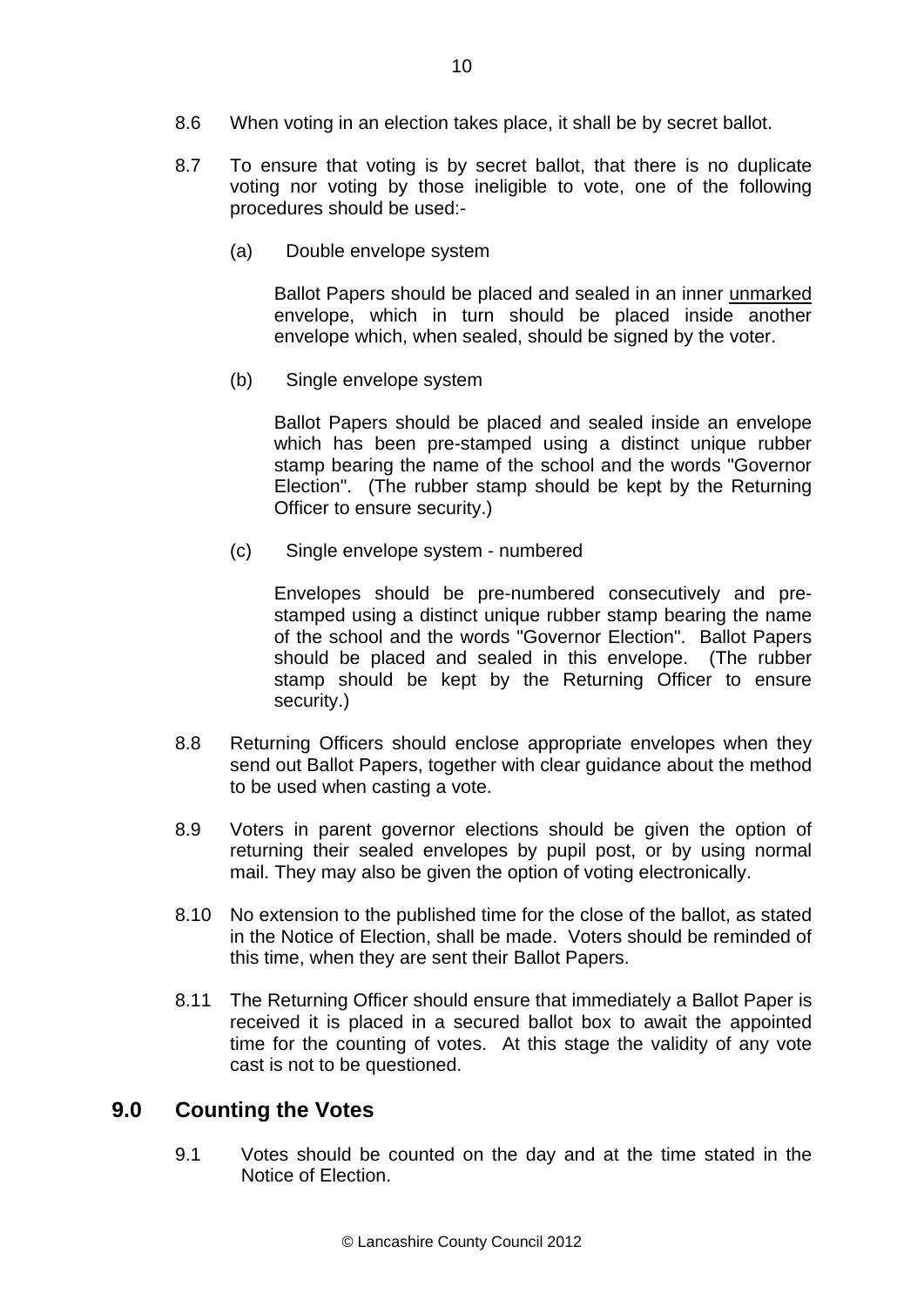8.6 When voting in an election takes place, it shall be by secret ballot.

8.7 To ensure that voting is by secret ballot, that there is no duplicate voting nor voting by those ineligible to vote, one of the following procedures should be used:-

(a) Double envelope system

Ballot Papers should be placed and sealed in an inner <u>unmarked</u> envelope, which in turn should be placed inside another envelope which, when sealed, should be signed by the voter.

(b) Single envelope system

Ballot Papers should be placed and sealed inside an envelope which has been pre-stamped using a distinct unique rubber stamp bearing the name of the school and the words "Governor Election". (The rubber stamp should be kept by the Returning Officer to ensure security.)

(c) Single envelope system - numbered

Envelopes should be pre-numbered consecutively and pre-stamped using a distinct unique rubber stamp bearing the name of the school and the words "Governor Election". Ballot Papers should be placed and sealed in this envelope. (The rubber stamp should be kept by the Returning Officer to ensure security.)

8.8 Returning Officers should enclose appropriate envelopes when they send out Ballot Papers, together with clear guidance about the method to be used when casting a vote.

8.9 Voters in parent governor elections should be given the option of returning their sealed envelopes by pupil post, or by using normal mail. They may also be given the option of voting electronically.

8.10 No extension to the published time for the close of the ballot, as stated in the Notice of Election, shall be made. Voters should be reminded of this time, when they are sent their Ballot Papers.

8.11 The Returning Officer should ensure that immediately a Ballot Paper is received it is placed in a secured ballot box to await the appointed time for the counting of votes. At this stage the validity of any vote cast is not to be questioned.

## 9.0 Counting the Votes

9.1 Votes should be counted on the day and at the time stated in the Notice of Election.

© Lancashire County Council 2012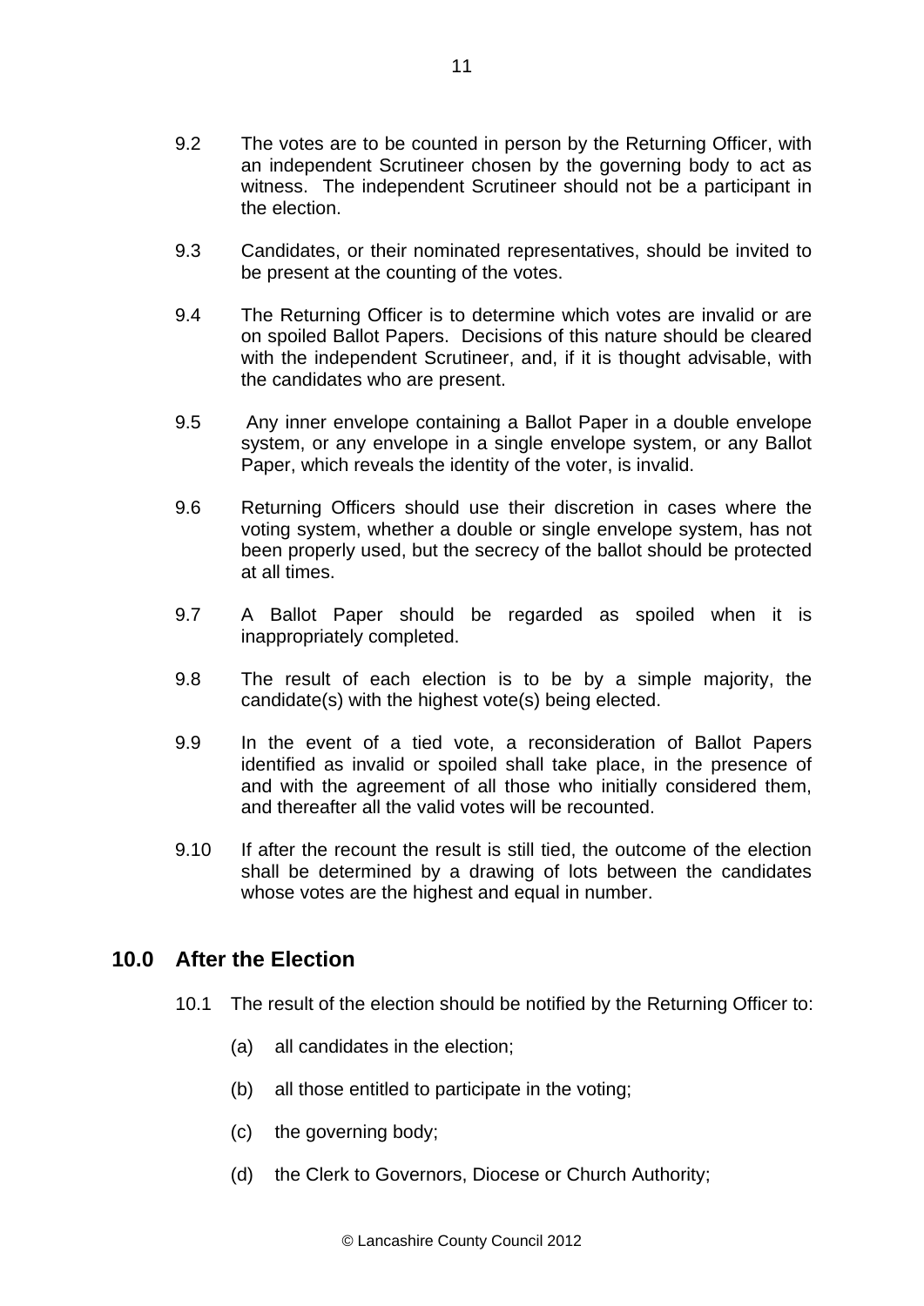9.2 The votes are to be counted in person by the Returning Officer, with an independent Scrutineer chosen by the governing body to act as witness. The independent Scrutineer should not be a participant in the election.

9.3 Candidates, or their nominated representatives, should be invited to be present at the counting of the votes.

9.4 The Returning Officer is to determine which votes are invalid or are on spoiled Ballot Papers. Decisions of this nature should be cleared with the independent Scrutineer, and, if it is thought advisable, with the candidates who are present.

9.5 Any inner envelope containing a Ballot Paper in a double envelope system, or any envelope in a single envelope system, or any Ballot Paper, which reveals the identity of the voter, is invalid.

9.6 Returning Officers should use their discretion in cases where the voting system, whether a double or single envelope system, has not been properly used, but the secrecy of the ballot should be protected at all times.

9.7 A Ballot Paper should be regarded as spoiled when it is inappropriately completed.

9.8 The result of each election is to be by a simple majority, the candidate(s) with the highest vote(s) being elected.

9.9 In the event of a tied vote, a reconsideration of Ballot Papers identified as invalid or spoiled shall take place, in the presence of and with the agreement of all those who initially considered them, and thereafter all the valid votes will be recounted.

9.10 If after the recount the result is still tied, the outcome of the election shall be determined by a drawing of lots between the candidates whose votes are the highest and equal in number.

## 10.0 After the Election

10.1 The result of the election should be notified by the Returning Officer to:

(a) all candidates in the election;

(b) all those entitled to participate in the voting;

(c) the governing body;

(d) the Clerk to Governors, Diocese or Church Authority;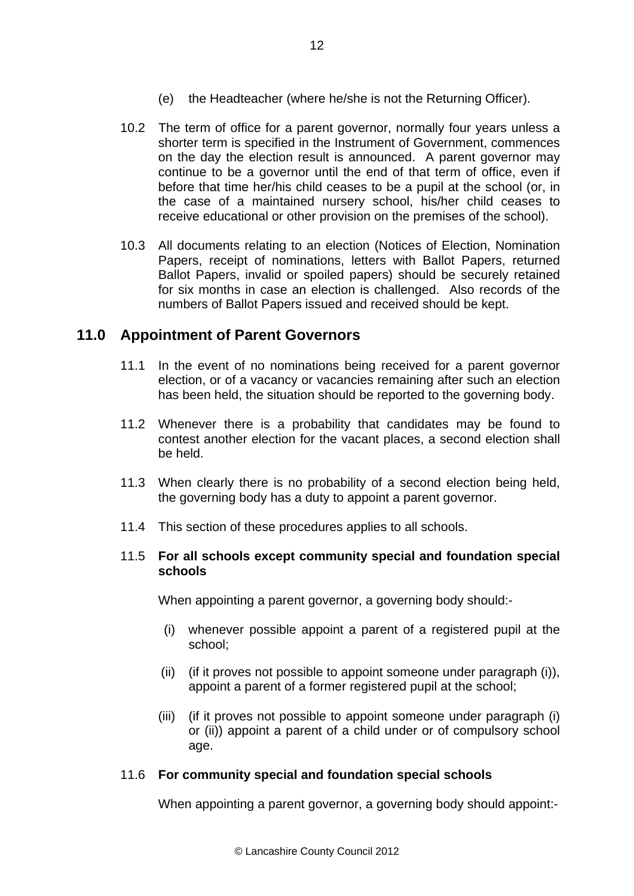(e) the Headteacher (where he/she is not the Returning Officer).

10.2 The term of office for a parent governor, normally four years unless a shorter term is specified in the Instrument of Government, commences on the day the election result is announced. A parent governor may continue to be a governor until the end of that term of office, even if before that time her/his child ceases to be a pupil at the school (or, in the case of a maintained nursery school, his/her child ceases to receive educational or other provision on the premises of the school).

10.3 All documents relating to an election (Notices of Election, Nomination Papers, receipt of nominations, letters with Ballot Papers, returned Ballot Papers, invalid or spoiled papers) should be securely retained for six months in case an election is challenged. Also records of the numbers of Ballot Papers issued and received should be kept.

## 11.0 Appointment of Parent Governors

11.1 In the event of no nominations being received for a parent governor election, or of a vacancy or vacancies remaining after such an election has been held, the situation should be reported to the governing body.

11.2 Whenever there is a probability that candidates may be found to contest another election for the vacant places, a second election shall be held.

11.3 When clearly there is no probability of a second election being held, the governing body has a duty to appoint a parent governor.

11.4 This section of these procedures applies to all schools.

11.5 **For all schools except community special and foundation special schools**

When appointing a parent governor, a governing body should:-

(i) whenever possible appoint a parent of a registered pupil at the school;

(ii) (if it proves not possible to appoint someone under paragraph (i)), appoint a parent of a former registered pupil at the school;

(iii) (if it proves not possible to appoint someone under paragraph (i) or (ii)) appoint a parent of a child under or of compulsory school age.

11.6 **For community special and foundation special schools**

When appointing a parent governor, a governing body should appoint:-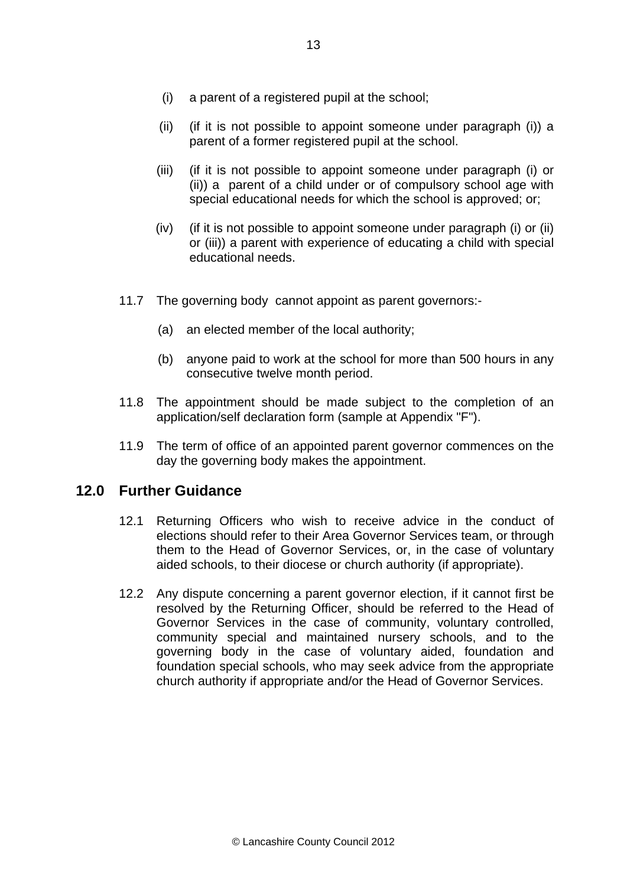(i) a parent of a registered pupil at the school;

(ii) (if it is not possible to appoint someone under paragraph (i)) a parent of a former registered pupil at the school.

(iii) (if it is not possible to appoint someone under paragraph (i) or (ii)) a parent of a child under or of compulsory school age with special educational needs for which the school is approved; or;

(iv) (if it is not possible to appoint someone under paragraph (i) or (ii) or (iii)) a parent with experience of educating a child with special educational needs.

11.7 The governing body cannot appoint as parent governors:-

(a) an elected member of the local authority;

(b) anyone paid to work at the school for more than 500 hours in any consecutive twelve month period.

11.8 The appointment should be made subject to the completion of an application/self declaration form (sample at Appendix "F").

11.9 The term of office of an appointed parent governor commences on the day the governing body makes the appointment.

## 12.0 Further Guidance

12.1 Returning Officers who wish to receive advice in the conduct of elections should refer to their Area Governor Services team, or through them to the Head of Governor Services, or, in the case of voluntary aided schools, to their diocese or church authority (if appropriate).

12.2 Any dispute concerning a parent governor election, if it cannot first be resolved by the Returning Officer, should be referred to the Head of Governor Services in the case of community, voluntary controlled, community special and maintained nursery schools, and to the governing body in the case of voluntary aided, foundation and foundation special schools, who may seek advice from the appropriate church authority if appropriate and/or the Head of Governor Services.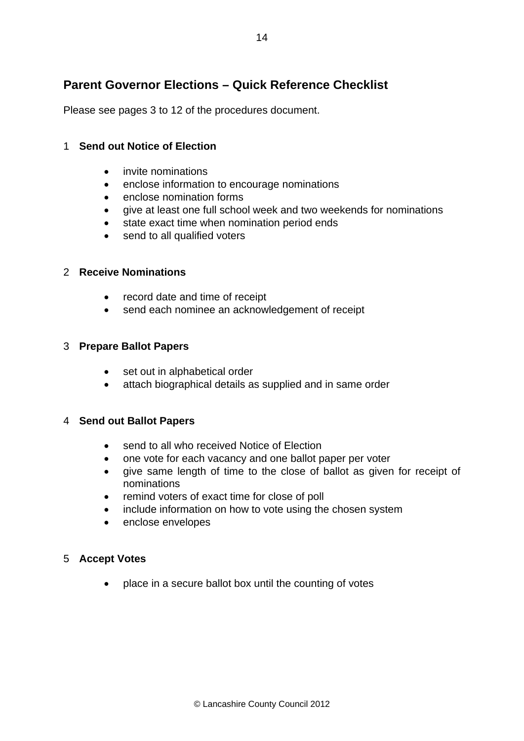## Parent Governor Elections – Quick Reference Checklist

Please see pages 3 to 12 of the procedures document.

### 1 Send out Notice of Election

- invite nominations
- enclose information to encourage nominations
- enclose nomination forms
- give at least one full school week and two weekends for nominations
- state exact time when nomination period ends
- send to all qualified voters

### 2 Receive Nominations

- record date and time of receipt
- send each nominee an acknowledgement of receipt

### 3 Prepare Ballot Papers

- set out in alphabetical order
- attach biographical details as supplied and in same order

### 4 Send out Ballot Papers

- send to all who received Notice of Election
- one vote for each vacancy and one ballot paper per voter
- give same length of time to the close of ballot as given for receipt of nominations
- remind voters of exact time for close of poll
- include information on how to vote using the chosen system
- enclose envelopes

### 5 Accept Votes

- place in a secure ballot box until the counting of votes

© Lancashire County Council 2012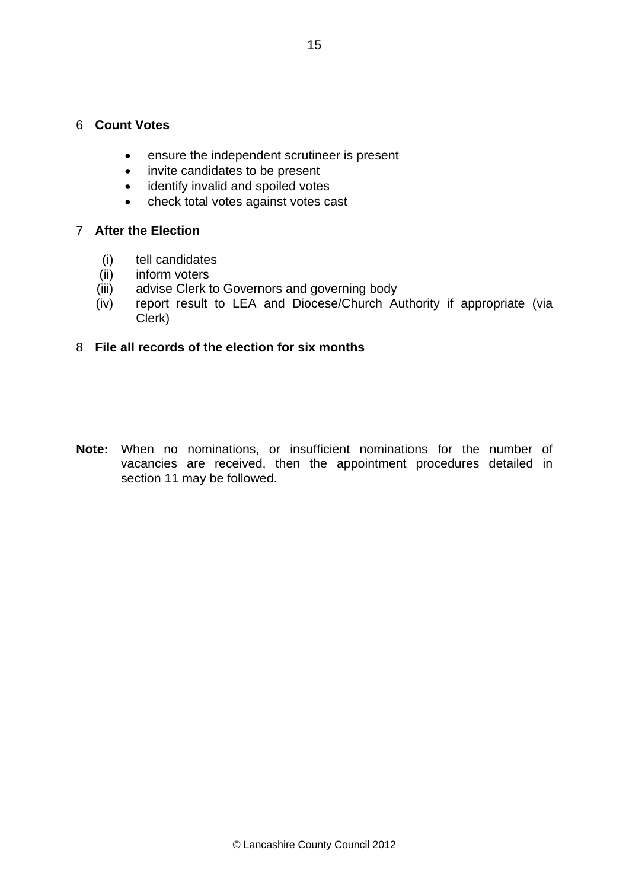6 **Count Votes**

- ensure the independent scrutineer is present
- invite candidates to be present
- identify invalid and spoiled votes
- check total votes against votes cast

7 **After the Election**

(i) tell candidates
(ii) inform voters
(iii) advise Clerk to Governors and governing body
(iv) report result to LEA and Diocese/Church Authority if appropriate (via Clerk)

8 **File all records of the election for six months**

**Note:** When no nominations, or insufficient nominations for the number of vacancies are received, then the appointment procedures detailed in section 11 may be followed.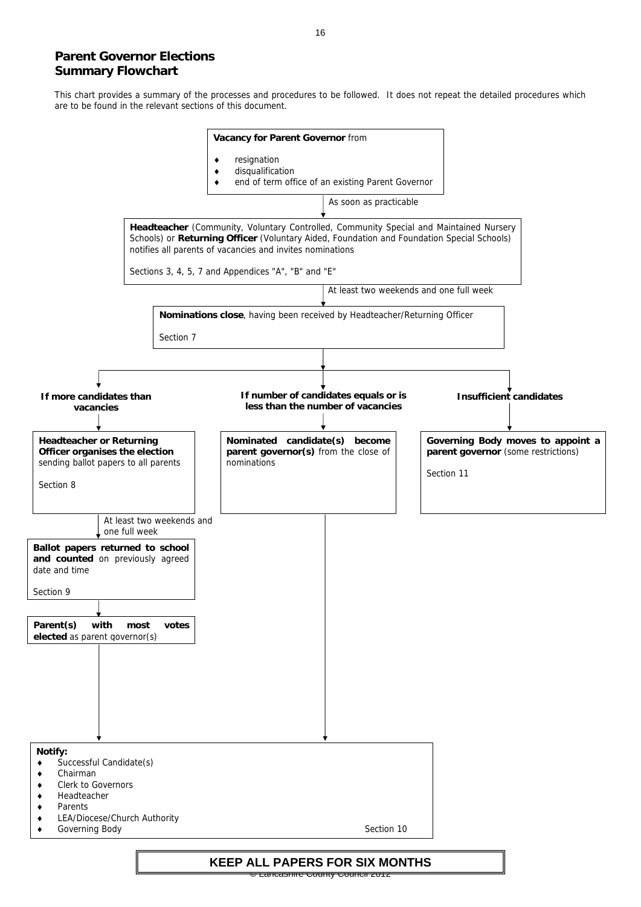## Parent Governor Elections
## Summary Flowchart

This chart provides a summary of the processes and procedures to be followed. It does not repeat the detailed procedures which are to be found in the relevant sections of this document.

**Vacancy for Parent Governor** from

- resignation
- disqualification
- end of term office of an existing Parent Governor

↓ *As soon as practicable*

**Headteacher** (Community, Voluntary Controlled, Community Special and Maintained Nursery Schools) or **Returning Officer** (Voluntary Aided, Foundation and Foundation Special Schools) notifies all parents of vacancies and invites nominations

Sections 3, 4, 5, 7 and Appendices "A", "B" and "E"

↓ *At least two weekends and one full week*

**Nominations close**, having been received by Headteacher/Returning Officer

Section 7

↓

**If more candidates than vacancies**

↓

**Headteacher or Returning Officer organises the election** sending ballot papers to all parents

Section 8

↓ *At least two weekends and one full week*

**Ballot papers returned to school and counted** on previously agreed date and time

Section 9

↓

**Parent(s) with most votes elected** as parent governor(s)

↓ (to Notify)

**If number of candidates equals or is less than the number of vacancies**

↓

**Nominated candidate(s) become parent governor(s)** from the close of nominations

↓ (to Notify)

**Insufficient candidates**

↓

**Governing Body moves to appoint a parent governor** (some restrictions)

Section 11

---

**Notify:**

- Successful Candidate(s)
- Chairman
- Clerk to Governors
- Headteacher
- Parents
- LEA/Diocese/Church Authority
- Governing Body

Section 10

**KEEP ALL PAPERS FOR SIX MONTHS**

© Lancashire County Council 2012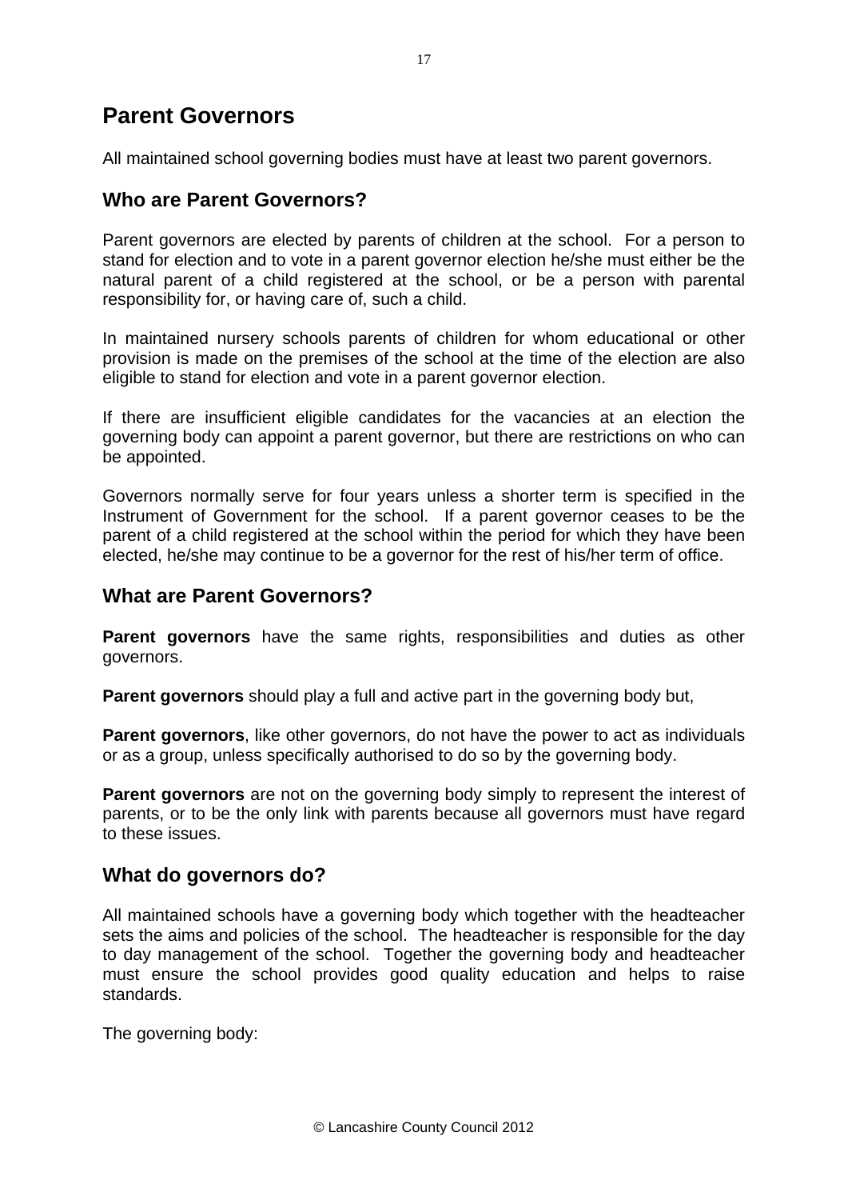# Parent Governors

All maintained school governing bodies must have at least two parent governors.

## Who are Parent Governors?

Parent governors are elected by parents of children at the school. For a person to stand for election and to vote in a parent governor election he/she must either be the natural parent of a child registered at the school, or be a person with parental responsibility for, or having care of, such a child.

In maintained nursery schools parents of children for whom educational or other provision is made on the premises of the school at the time of the election are also eligible to stand for election and vote in a parent governor election.

If there are insufficient eligible candidates for the vacancies at an election the governing body can appoint a parent governor, but there are restrictions on who can be appointed.

Governors normally serve for four years unless a shorter term is specified in the Instrument of Government for the school. If a parent governor ceases to be the parent of a child registered at the school within the period for which they have been elected, he/she may continue to be a governor for the rest of his/her term of office.

## What are Parent Governors?

**Parent governors** have the same rights, responsibilities and duties as other governors.

**Parent governors** should play a full and active part in the governing body but,

**Parent governors**, like other governors, do not have the power to act as individuals or as a group, unless specifically authorised to do so by the governing body.

**Parent governors** are not on the governing body simply to represent the interest of parents, or to be the only link with parents because all governors must have regard to these issues.

## What do governors do?

All maintained schools have a governing body which together with the headteacher sets the aims and policies of the school. The headteacher is responsible for the day to day management of the school. Together the governing body and headteacher must ensure the school provides good quality education and helps to raise standards.

The governing body: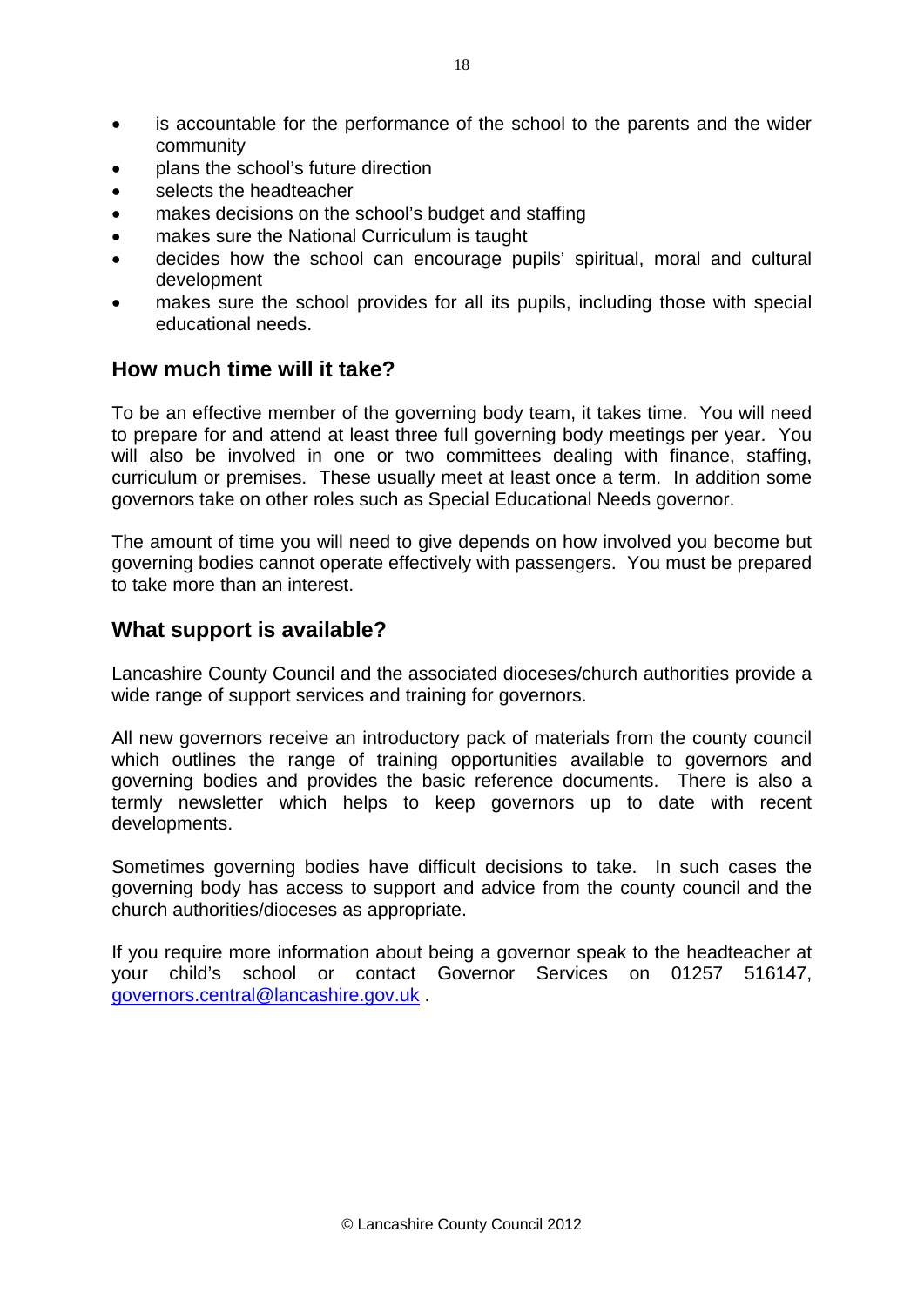- is accountable for the performance of the school to the parents and the wider community
- plans the school's future direction
- selects the headteacher
- makes decisions on the school's budget and staffing
- makes sure the National Curriculum is taught
- decides how the school can encourage pupils' spiritual, moral and cultural development
- makes sure the school provides for all its pupils, including those with special educational needs.

## How much time will it take?

To be an effective member of the governing body team, it takes time. You will need to prepare for and attend at least three full governing body meetings per year. You will also be involved in one or two committees dealing with finance, staffing, curriculum or premises. These usually meet at least once a term. In addition some governors take on other roles such as Special Educational Needs governor.

The amount of time you will need to give depends on how involved you become but governing bodies cannot operate effectively with passengers. You must be prepared to take more than an interest.

## What support is available?

Lancashire County Council and the associated dioceses/church authorities provide a wide range of support services and training for governors.

All new governors receive an introductory pack of materials from the county council which outlines the range of training opportunities available to governors and governing bodies and provides the basic reference documents. There is also a termly newsletter which helps to keep governors up to date with recent developments.

Sometimes governing bodies have difficult decisions to take. In such cases the governing body has access to support and advice from the county council and the church authorities/dioceses as appropriate.

If you require more information about being a governor speak to the headteacher at your child's school or contact Governor Services on 01257 516147, governors.central@lancashire.gov.uk .

© Lancashire County Council 2012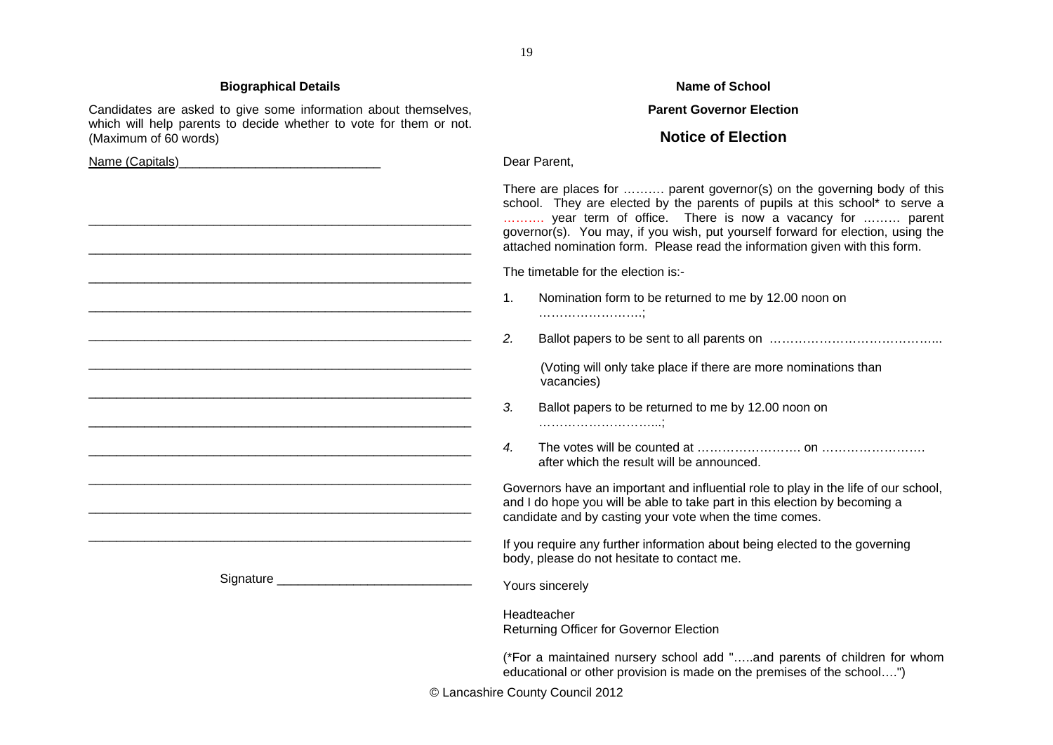### Biographical Details

Candidates are asked to give some information about themselves, which will help parents to decide whether to vote for them or not. (Maximum of 60 words)

Name (Capitals)_____________________________

_________________________________________________________

_________________________________________________________

_________________________________________________________

_________________________________________________________

_________________________________________________________

_________________________________________________________

_________________________________________________________

_________________________________________________________

_________________________________________________________

_________________________________________________________

_________________________________________________________

_________________________________________________________

Signature ____________________________

**Name of School**

**Parent Governor Election**

## Notice of Election

Dear Parent,

There are places for ………. parent governor(s) on the governing body of this school. They are elected by the parents of pupils at this school* to serve a ……… year term of office. There is now a vacancy for ……… parent governor(s). You may, if you wish, put yourself forward for election, using the attached nomination form. Please read the information given with this form.

The timetable for the election is:-

1. Nomination form to be returned to me by 12.00 noon on …………………….;
2. Ballot papers to be sent to all parents on …………………………………...

   (Voting will only take place if there are more nominations than vacancies)
3. Ballot papers to be returned to me by 12.00 noon on ………………………...;
4. The votes will be counted at ……………………. on ……………………. after which the result will be announced.

Governors have an important and influential role to play in the life of our school, and I do hope you will be able to take part in this election by becoming a candidate and by casting your vote when the time comes.

If you require any further information about being elected to the governing body, please do not hesitate to contact me.

Yours sincerely

Headteacher
Returning Officer for Governor Election

(*For a maintained nursery school add "…..and parents of children for whom educational or other provision is made on the premises of the school….")

© Lancashire County Council 2012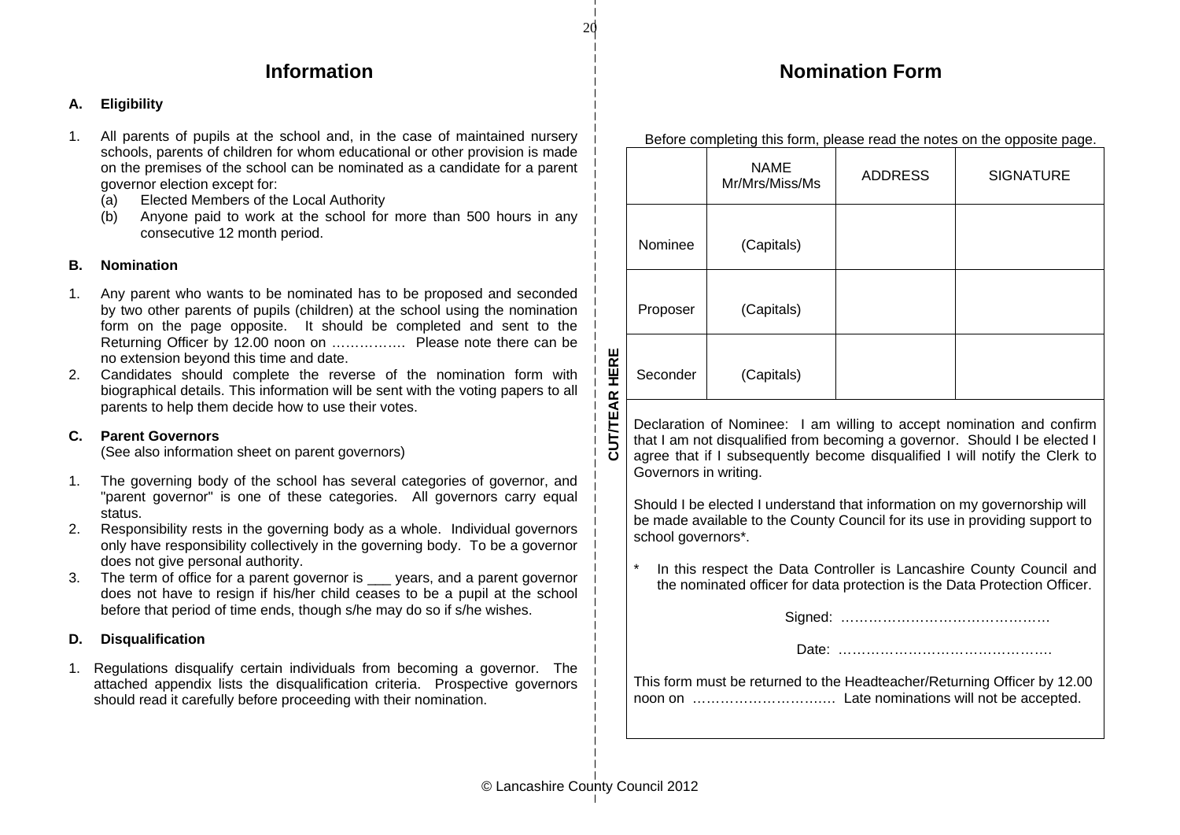## Information

**A. Eligibility**

1. All parents of pupils at the school and, in the case of maintained nursery schools, parents of children for whom educational or other provision is made on the premises of the school can be nominated as a candidate for a parent governor election except for:
   (a) Elected Members of the Local Authority
   (b) Anyone paid to work at the school for more than 500 hours in any consecutive 12 month period.

**B. Nomination**

1. Any parent who wants to be nominated has to be proposed and seconded by two other parents of pupils (children) at the school using the nomination form on the page opposite. It should be completed and sent to the Returning Officer by 12.00 noon on ……………. Please note there can be no extension beyond this time and date.
2. Candidates should complete the reverse of the nomination form with biographical details. This information will be sent with the voting papers to all parents to help them decide how to use their votes.

**C. Parent Governors**
(See also information sheet on parent governors)

1. The governing body of the school has several categories of governor, and "parent governor" is one of these categories. All governors carry equal status.
2. Responsibility rests in the governing body as a whole. Individual governors only have responsibility collectively in the governing body. To be a governor does not give personal authority.
3. The term of office for a parent governor is ___ years, and a parent governor does not have to resign if his/her child ceases to be a pupil at the school before that period of time ends, though s/he may do so if s/he wishes.

**D. Disqualification**

1. Regulations disqualify certain individuals from becoming a governor. The attached appendix lists the disqualification criteria. Prospective governors should read it carefully before proceeding with their nomination.

**CUT/TEAR HERE**

## Nomination Form

Before completing this form, please read the notes on the opposite page.

| | NAME Mr/Mrs/Miss/Ms | ADDRESS | SIGNATURE |
|---|---|---|---|
| Nominee | (Capitals) | | |
| Proposer | (Capitals) | | |
| Seconder | (Capitals) | | |

Declaration of Nominee: I am willing to accept nomination and confirm that I am not disqualified from becoming a governor. Should I be elected I agree that if I subsequently become disqualified I will notify the Clerk to Governors in writing.

Should I be elected I understand that information on my governorship will be made available to the County Council for its use in providing support to school governors*.

\* In this respect the Data Controller is Lancashire County Council and the nominated officer for data protection is the Data Protection Officer.

Signed: ………………………………………

Date: ………………………………………

This form must be returned to the Headteacher/Returning Officer by 12.00 noon on ………………………… Late nominations will not be accepted.

© Lancashire County Council 2012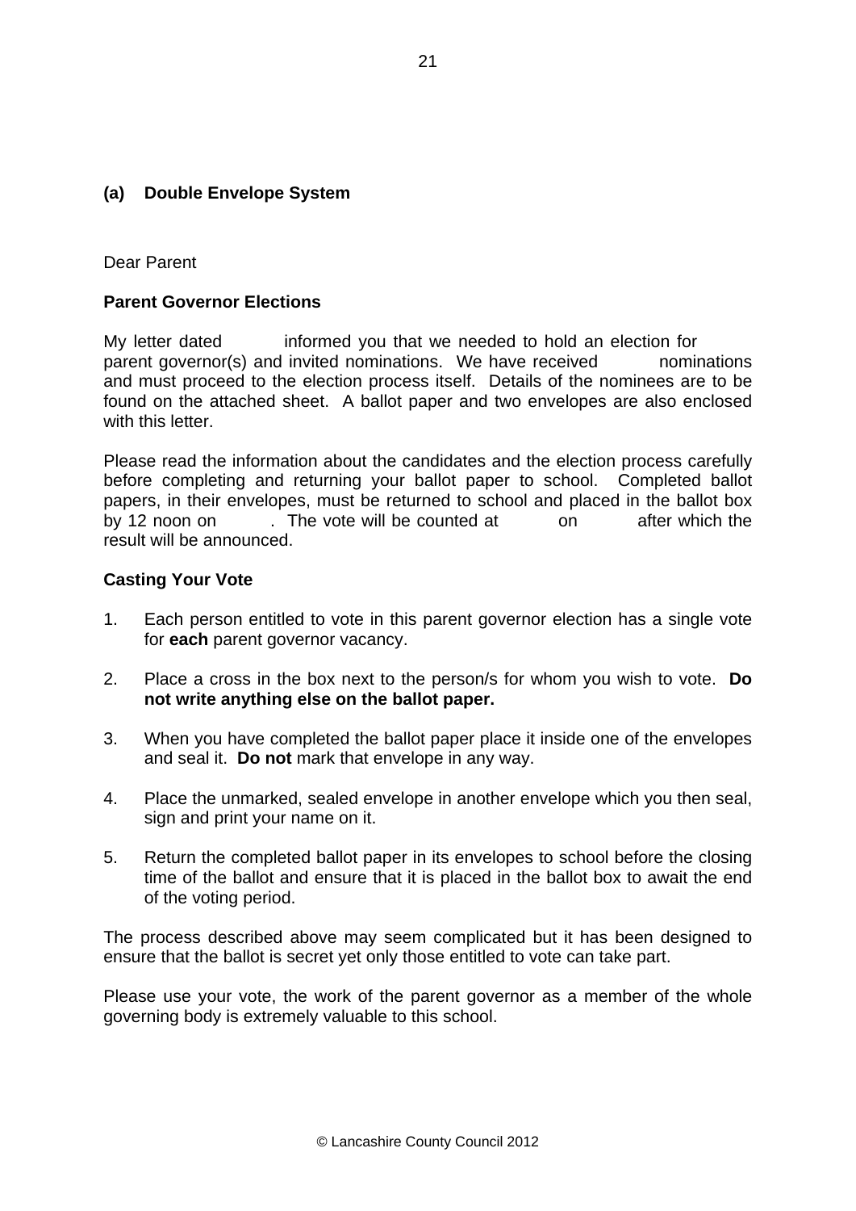## (a) Double Envelope System

Dear Parent

**Parent Governor Elections**

My letter dated informed you that we needed to hold an election for parent governor(s) and invited nominations. We have received nominations and must proceed to the election process itself. Details of the nominees are to be found on the attached sheet. A ballot paper and two envelopes are also enclosed with this letter.

Please read the information about the candidates and the election process carefully before completing and returning your ballot paper to school. Completed ballot papers, in their envelopes, must be returned to school and placed in the ballot box by 12 noon on . The vote will be counted at on after which the result will be announced.

**Casting Your Vote**

1. Each person entitled to vote in this parent governor election has a single vote for **each** parent governor vacancy.

2. Place a cross in the box next to the person/s for whom you wish to vote. **Do not write anything else on the ballot paper.**

3. When you have completed the ballot paper place it inside one of the envelopes and seal it. **Do not** mark that envelope in any way.

4. Place the unmarked, sealed envelope in another envelope which you then seal, sign and print your name on it.

5. Return the completed ballot paper in its envelopes to school before the closing time of the ballot and ensure that it is placed in the ballot box to await the end of the voting period.

The process described above may seem complicated but it has been designed to ensure that the ballot is secret yet only those entitled to vote can take part.

Please use your vote, the work of the parent governor as a member of the whole governing body is extremely valuable to this school.

© Lancashire County Council 2012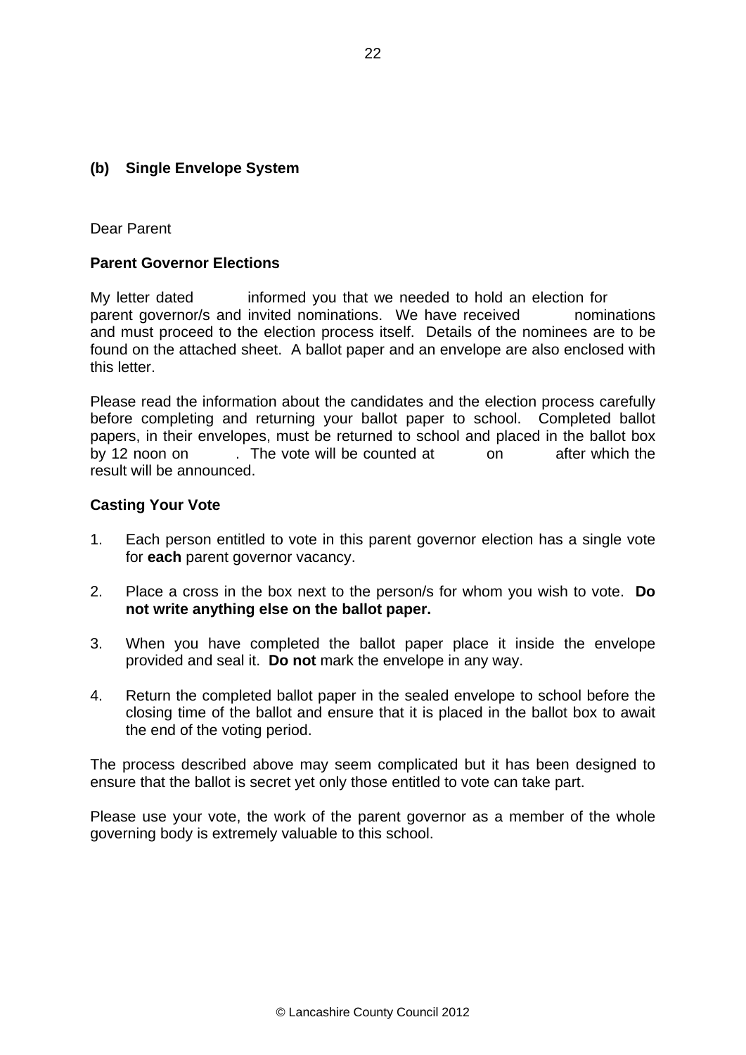## (b) Single Envelope System

Dear Parent

**Parent Governor Elections**

My letter dated informed you that we needed to hold an election for parent governor/s and invited nominations. We have received nominations and must proceed to the election process itself. Details of the nominees are to be found on the attached sheet. A ballot paper and an envelope are also enclosed with this letter.

Please read the information about the candidates and the election process carefully before completing and returning your ballot paper to school. Completed ballot papers, in their envelopes, must be returned to school and placed in the ballot box by 12 noon on . The vote will be counted at on after which the result will be announced.

**Casting Your Vote**

1. Each person entitled to vote in this parent governor election has a single vote for **each** parent governor vacancy.

2. Place a cross in the box next to the person/s for whom you wish to vote. **Do not write anything else on the ballot paper.**

3. When you have completed the ballot paper place it inside the envelope provided and seal it. **Do not** mark the envelope in any way.

4. Return the completed ballot paper in the sealed envelope to school before the closing time of the ballot and ensure that it is placed in the ballot box to await the end of the voting period.

The process described above may seem complicated but it has been designed to ensure that the ballot is secret yet only those entitled to vote can take part.

Please use your vote, the work of the parent governor as a member of the whole governing body is extremely valuable to this school.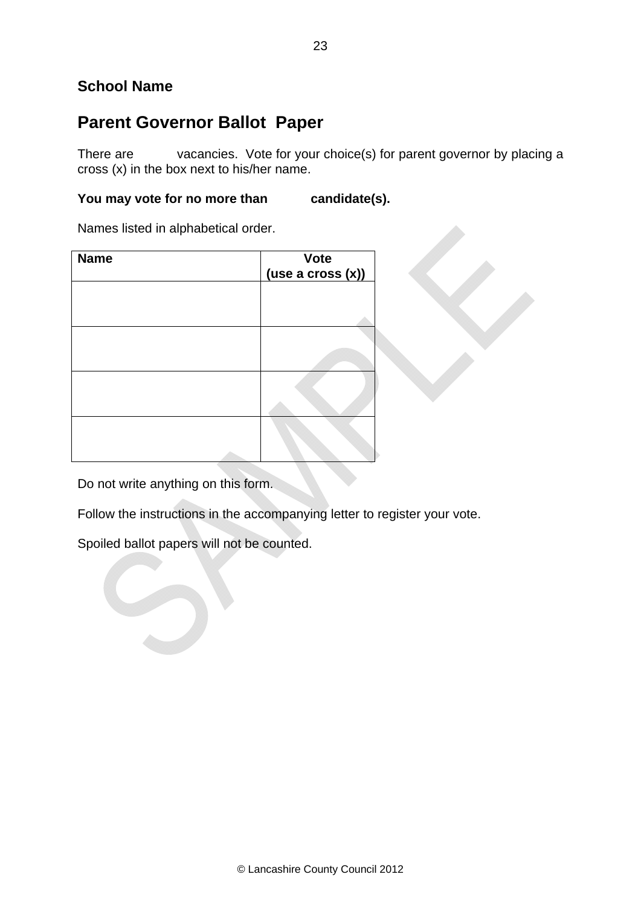**School Name**

## Parent Governor Ballot  Paper

There are            vacancies.  Vote for your choice(s) for parent governor by placing a cross (x) in the box next to his/her name.

**You may vote for no more than            candidate(s).**

Names listed in alphabetical order.

| Name | Vote (use a cross (x)) |
|---|---|
| | |
| | |
| | |
| | |

Do not write anything on this form.

Follow the instructions in the accompanying letter to register your vote.

Spoiled ballot papers will not be counted.

© Lancashire County Council 2012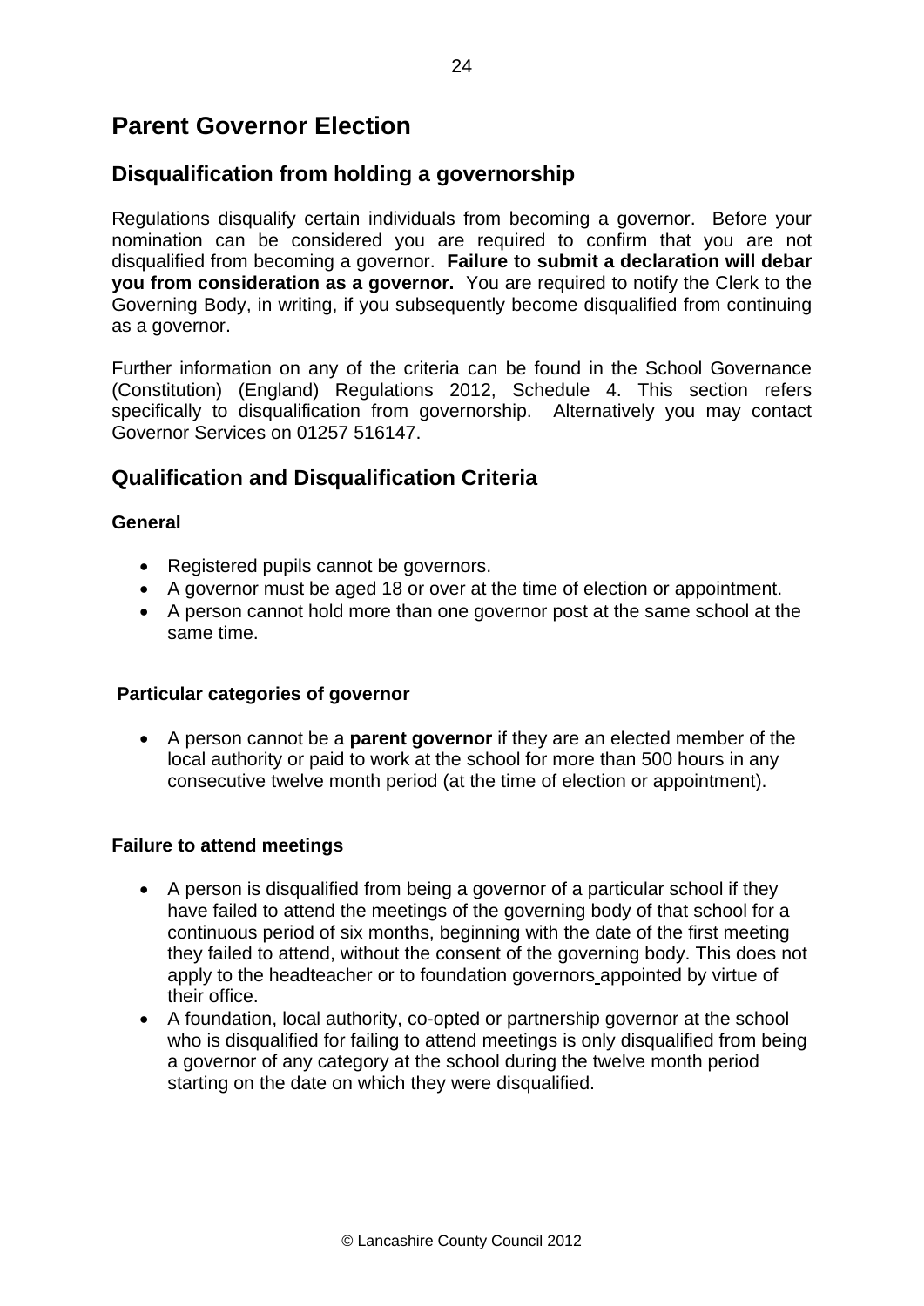# Parent Governor Election

## Disqualification from holding a governorship

Regulations disqualify certain individuals from becoming a governor. Before your nomination can be considered you are required to confirm that you are not disqualified from becoming a governor. **Failure to submit a declaration will debar you from consideration as a governor.** You are required to notify the Clerk to the Governing Body, in writing, if you subsequently become disqualified from continuing as a governor.

Further information on any of the criteria can be found in the School Governance (Constitution) (England) Regulations 2012, Schedule 4. This section refers specifically to disqualification from governorship. Alternatively you may contact Governor Services on 01257 516147.

## Qualification and Disqualification Criteria

**General**

- Registered pupils cannot be governors.
- A governor must be aged 18 or over at the time of election or appointment.
- A person cannot hold more than one governor post at the same school at the same time.

**Particular categories of governor**

- A person cannot be a **parent governor** if they are an elected member of the local authority or paid to work at the school for more than 500 hours in any consecutive twelve month period (at the time of election or appointment).

**Failure to attend meetings**

- A person is disqualified from being a governor of a particular school if they have failed to attend the meetings of the governing body of that school for a continuous period of six months, beginning with the date of the first meeting they failed to attend, without the consent of the governing body. This does not apply to the headteacher or to foundation governors appointed by virtue of their office.
- A foundation, local authority, co-opted or partnership governor at the school who is disqualified for failing to attend meetings is only disqualified from being a governor of any category at the school during the twelve month period starting on the date on which they were disqualified.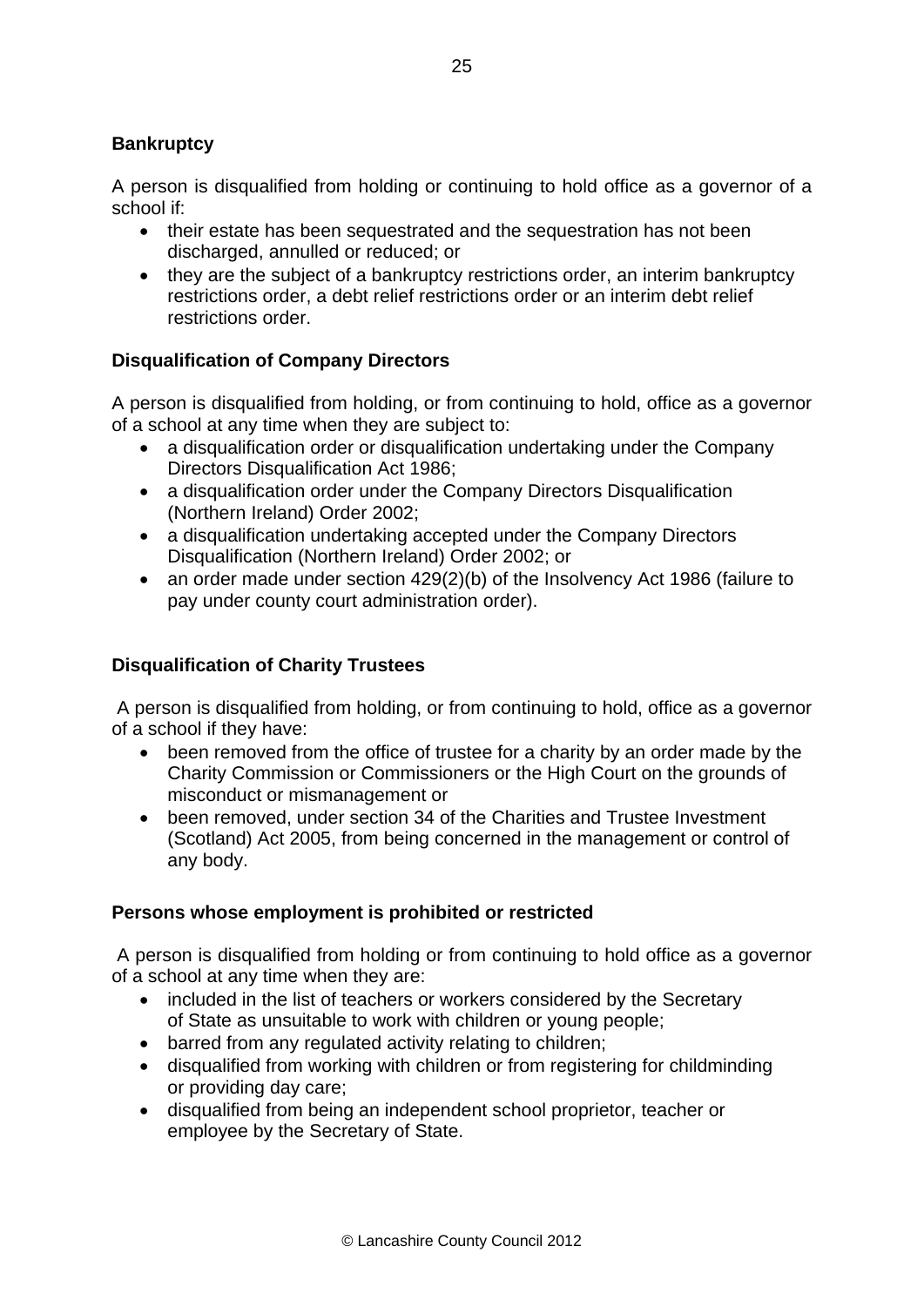**Bankruptcy**

A person is disqualified from holding or continuing to hold office as a governor of a school if:

- their estate has been sequestrated and the sequestration has not been discharged, annulled or reduced; or
- they are the subject of a bankruptcy restrictions order, an interim bankruptcy restrictions order, a debt relief restrictions order or an interim debt relief restrictions order.

**Disqualification of Company Directors**

A person is disqualified from holding, or from continuing to hold, office as a governor of a school at any time when they are subject to:

- a disqualification order or disqualification undertaking under the Company Directors Disqualification Act 1986;
- a disqualification order under the Company Directors Disqualification (Northern Ireland) Order 2002;
- a disqualification undertaking accepted under the Company Directors Disqualification (Northern Ireland) Order 2002; or
- an order made under section 429(2)(b) of the Insolvency Act 1986 (failure to pay under county court administration order).

**Disqualification of Charity Trustees**

A person is disqualified from holding, or from continuing to hold, office as a governor of a school if they have:

- been removed from the office of trustee for a charity by an order made by the Charity Commission or Commissioners or the High Court on the grounds of misconduct or mismanagement or
- been removed, under section 34 of the Charities and Trustee Investment (Scotland) Act 2005, from being concerned in the management or control of any body.

**Persons whose employment is prohibited or restricted**

A person is disqualified from holding or from continuing to hold office as a governor of a school at any time when they are:

- included in the list of teachers or workers considered by the Secretary of State as unsuitable to work with children or young people;
- barred from any regulated activity relating to children;
- disqualified from working with children or from registering for childminding or providing day care;
- disqualified from being an independent school proprietor, teacher or employee by the Secretary of State.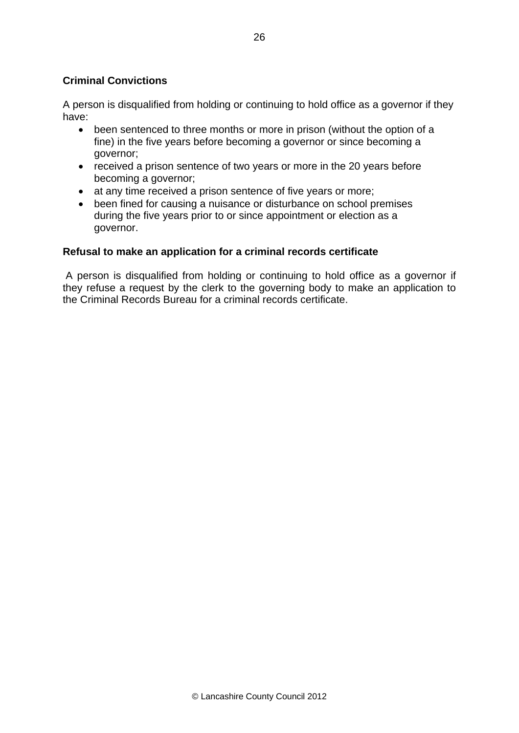**Criminal Convictions**

A person is disqualified from holding or continuing to hold office as a governor if they have:

- been sentenced to three months or more in prison (without the option of a fine) in the five years before becoming a governor or since becoming a governor;
- received a prison sentence of two years or more in the 20 years before becoming a governor;
- at any time received a prison sentence of five years or more;
- been fined for causing a nuisance or disturbance on school premises during the five years prior to or since appointment or election as a governor.

**Refusal to make an application for a criminal records certificate**

A person is disqualified from holding or continuing to hold office as a governor if they refuse a request by the clerk to the governing body to make an application to the Criminal Records Bureau for a criminal records certificate.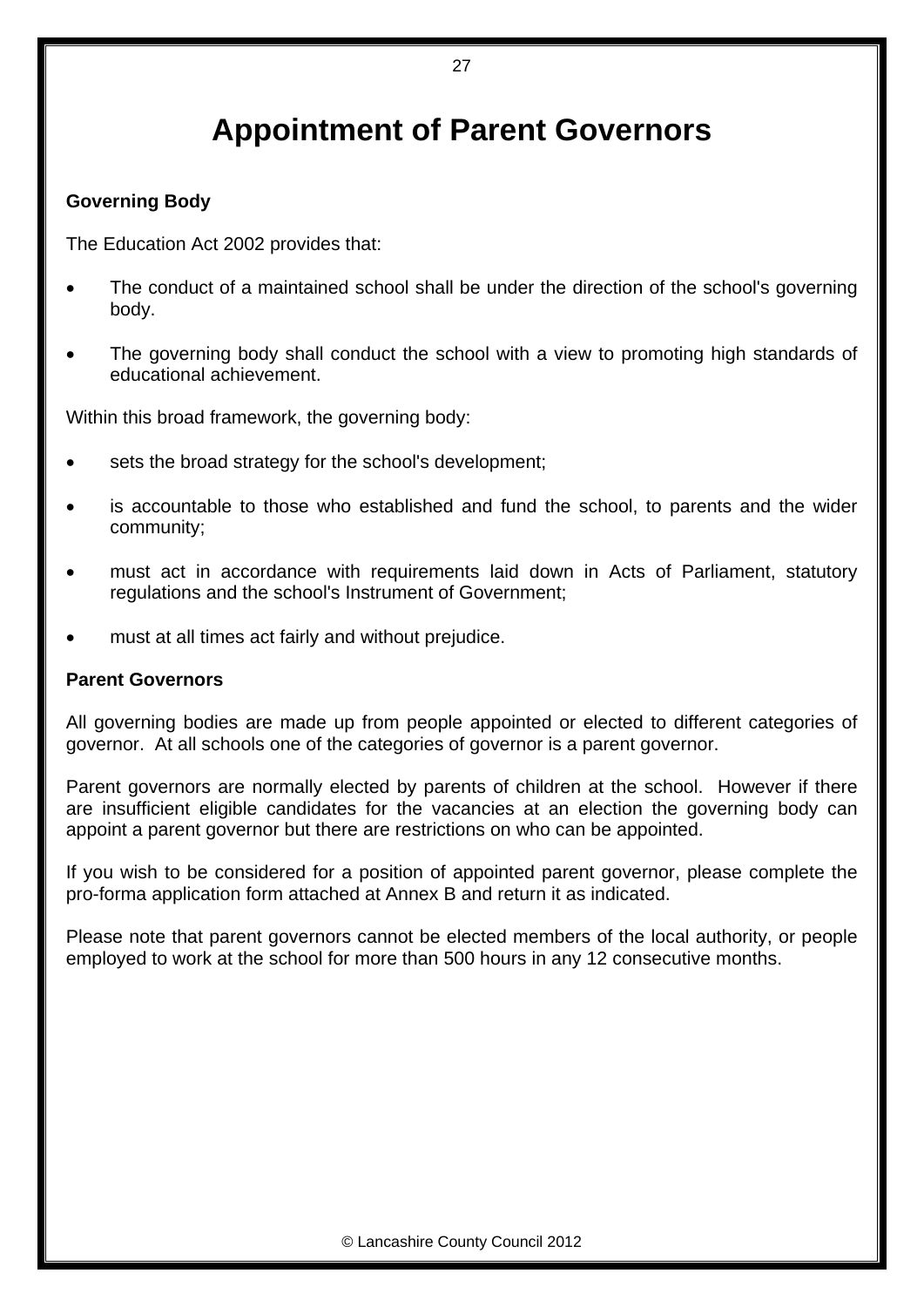# Appointment of Parent Governors

**Governing Body**

The Education Act 2002 provides that:

- The conduct of a maintained school shall be under the direction of the school's governing body.
- The governing body shall conduct the school with a view to promoting high standards of educational achievement.

Within this broad framework, the governing body:

- sets the broad strategy for the school's development;
- is accountable to those who established and fund the school, to parents and the wider community;
- must act in accordance with requirements laid down in Acts of Parliament, statutory regulations and the school's Instrument of Government;
- must at all times act fairly and without prejudice.

**Parent Governors**

All governing bodies are made up from people appointed or elected to different categories of governor. At all schools one of the categories of governor is a parent governor.

Parent governors are normally elected by parents of children at the school. However if there are insufficient eligible candidates for the vacancies at an election the governing body can appoint a parent governor but there are restrictions on who can be appointed.

If you wish to be considered for a position of appointed parent governor, please complete the pro-forma application form attached at Annex B and return it as indicated.

Please note that parent governors cannot be elected members of the local authority, or people employed to work at the school for more than 500 hours in any 12 consecutive months.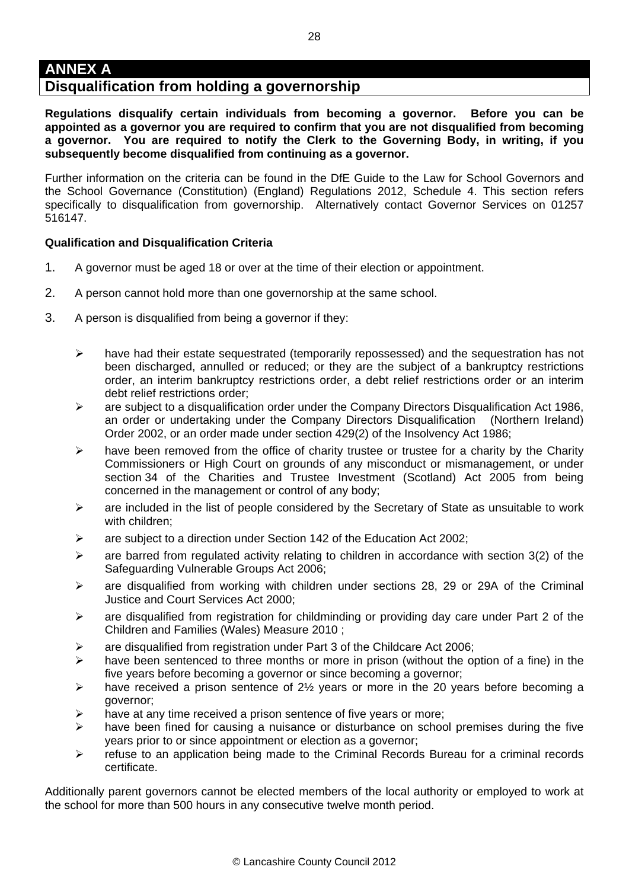# ANNEX A

## Disqualification from holding a governorship

**Regulations disqualify certain individuals from becoming a governor. Before you can be appointed as a governor you are required to confirm that you are not disqualified from becoming a governor. You are required to notify the Clerk to the Governing Body, in writing, if you subsequently become disqualified from continuing as a governor.**

Further information on the criteria can be found in the DfE Guide to the Law for School Governors and the School Governance (Constitution) (England) Regulations 2012, Schedule 4. This section refers specifically to disqualification from governorship. Alternatively contact Governor Services on 01257 516147.

**Qualification and Disqualification Criteria**

1. A governor must be aged 18 or over at the time of their election or appointment.
2. A person cannot hold more than one governorship at the same school.
3. A person is disqualified from being a governor if they:
   - have had their estate sequestrated (temporarily repossessed) and the sequestration has not been discharged, annulled or reduced; or they are the subject of a bankruptcy restrictions order, an interim bankruptcy restrictions order, a debt relief restrictions order or an interim debt relief restrictions order;
   - are subject to a disqualification order under the Company Directors Disqualification Act 1986, an order or undertaking under the Company Directors Disqualification (Northern Ireland) Order 2002, or an order made under section 429(2) of the Insolvency Act 1986;
   - have been removed from the office of charity trustee or trustee for a charity by the Charity Commissioners or High Court on grounds of any misconduct or mismanagement, or under section 34 of the Charities and Trustee Investment (Scotland) Act 2005 from being concerned in the management or control of any body;
   - are included in the list of people considered by the Secretary of State as unsuitable to work with children;
   - are subject to a direction under Section 142 of the Education Act 2002;
   - are barred from regulated activity relating to children in accordance with section 3(2) of the Safeguarding Vulnerable Groups Act 2006;
   - are disqualified from working with children under sections 28, 29 or 29A of the Criminal Justice and Court Services Act 2000;
   - are disqualified from registration for childminding or providing day care under Part 2 of the Children and Families (Wales) Measure 2010 ;
   - are disqualified from registration under Part 3 of the Childcare Act 2006;
   - have been sentenced to three months or more in prison (without the option of a fine) in the five years before becoming a governor or since becoming a governor;
   - have received a prison sentence of 2½ years or more in the 20 years before becoming a governor;
   - have at any time received a prison sentence of five years or more;
   - have been fined for causing a nuisance or disturbance on school premises during the five years prior to or since appointment or election as a governor;
   - refuse to an application being made to the Criminal Records Bureau for a criminal records certificate.

Additionally parent governors cannot be elected members of the local authority or employed to work at the school for more than 500 hours in any consecutive twelve month period.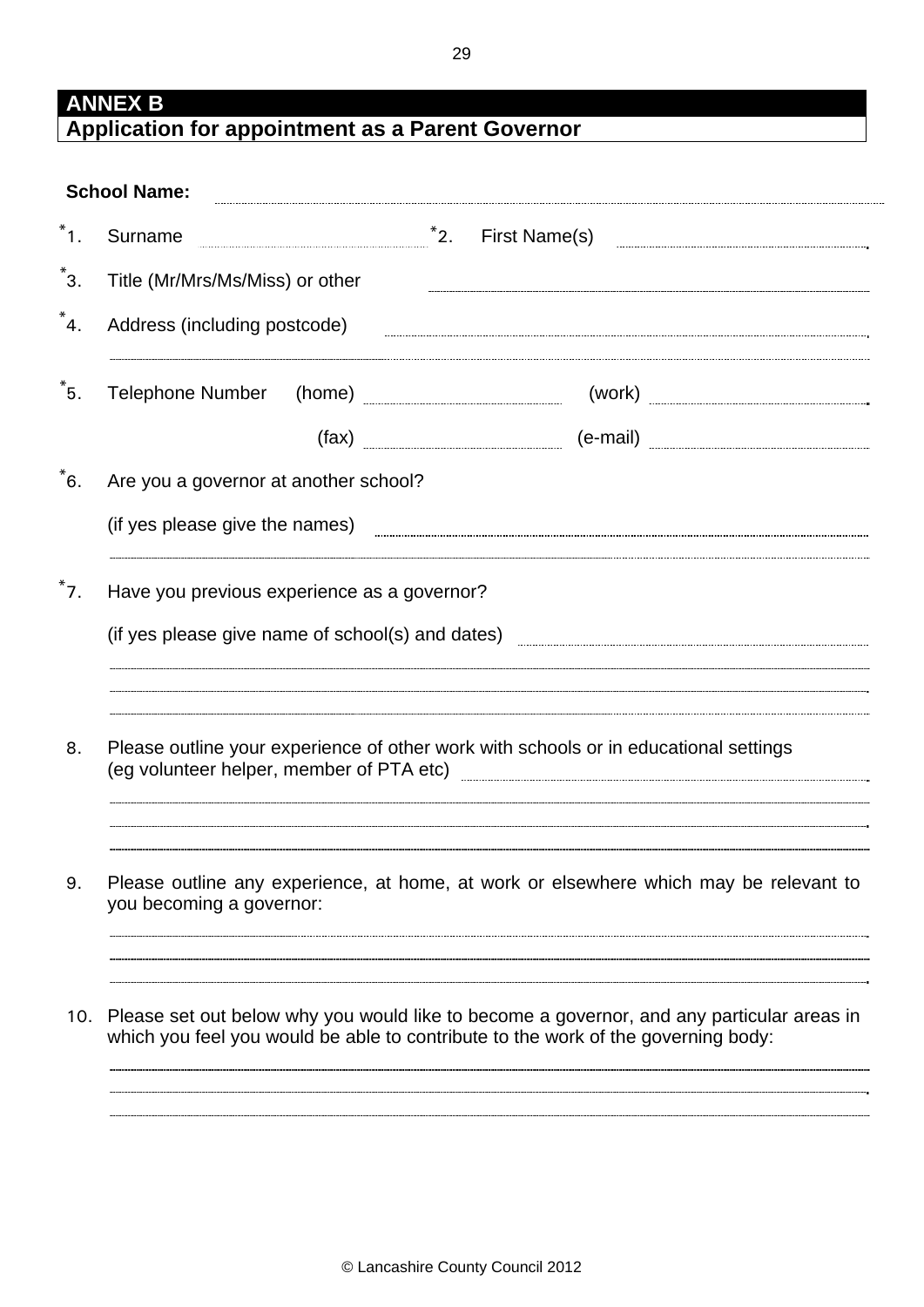## ANNEX B
## Application for appointment as a Parent Governor

**School Name:** ..............................................................................................................

*1. Surname .................................... *2. First Name(s) ....................................

*3. Title (Mr/Mrs/Ms/Miss) or other ....................................................................

*4. Address (including postcode) ....................................................................

..............................................................................................................

*5. Telephone Number (home) .................................... (work) ....................................

(fax) .................................... (e-mail) ....................................

*6. Are you a governor at another school?

(if yes please give the names) ....................................................................

..............................................................................................................

*7. Have you previous experience as a governor?

(if yes please give name of school(s) and dates) ....................................

..............................................................................................................

..............................................................................................................

..............................................................................................................

8. Please outline your experience of other work with schools or in educational settings (eg volunteer helper, member of PTA etc) ....................................

..............................................................................................................

..............................................................................................................

..............................................................................................................

9. Please outline any experience, at home, at work or elsewhere which may be relevant to you becoming a governor:

..............................................................................................................

..............................................................................................................

..............................................................................................................

10. Please set out below why you would like to become a governor, and any particular areas in which you feel you would be able to contribute to the work of the governing body:

..............................................................................................................

..............................................................................................................

..............................................................................................................

© Lancashire County Council 2012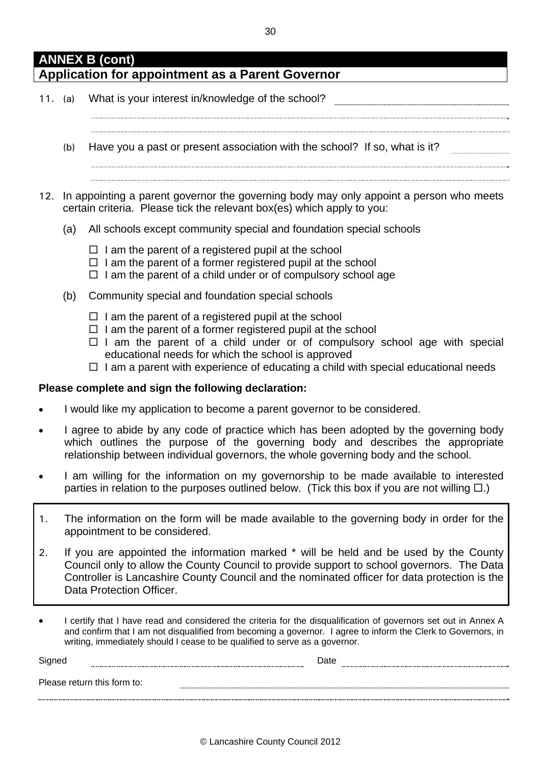## ANNEX B (cont)
## Application for appointment as a Parent Governor

11. (a) What is your interest in/knowledge of the school? ..................................................

..........................................................................................................................................

..........................................................................................................................................

(b) Have you a past or present association with the school? If so, what is it? ..................

..........................................................................................................................................

..........................................................................................................................................

12. In appointing a parent governor the governing body may only appoint a person who meets certain criteria. Please tick the relevant box(es) which apply to you:

(a) All schools except community special and foundation special schools

- ☐ I am the parent of a registered pupil at the school
- ☐ I am the parent of a former registered pupil at the school
- ☐ I am the parent of a child under or of compulsory school age

(b) Community special and foundation special schools

- ☐ I am the parent of a registered pupil at the school
- ☐ I am the parent of a former registered pupil at the school
- ☐ I am the parent of a child under or of compulsory school age with special educational needs for which the school is approved
- ☐ I am a parent with experience of educating a child with special educational needs

**Please complete and sign the following declaration:**

- I would like my application to become a parent governor to be considered.
- I agree to abide by any code of practice which has been adopted by the governing body which outlines the purpose of the governing body and describes the appropriate relationship between individual governors, the whole governing body and the school.
- I am willing for the information on my governorship to be made available to interested parties in relation to the purposes outlined below. (Tick this box if you are not willing ☐.)

1. The information on the form will be made available to the governing body in order for the appointment to be considered.
2. If you are appointed the information marked * will be held and be used by the County Council only to allow the County Council to provide support to school governors. The Data Controller is Lancashire County Council and the nominated officer for data protection is the Data Protection Officer.

- I certify that I have read and considered the criteria for the disqualification of governors set out in Annex A and confirm that I am not disqualified from becoming a governor. I agree to inform the Clerk to Governors, in writing, immediately should I cease to be qualified to serve as a governor.

Signed .................................................................... Date ....................................................

Please return this form to: ..........................................................................................................

..........................................................................................................................................

© Lancashire County Council 2012